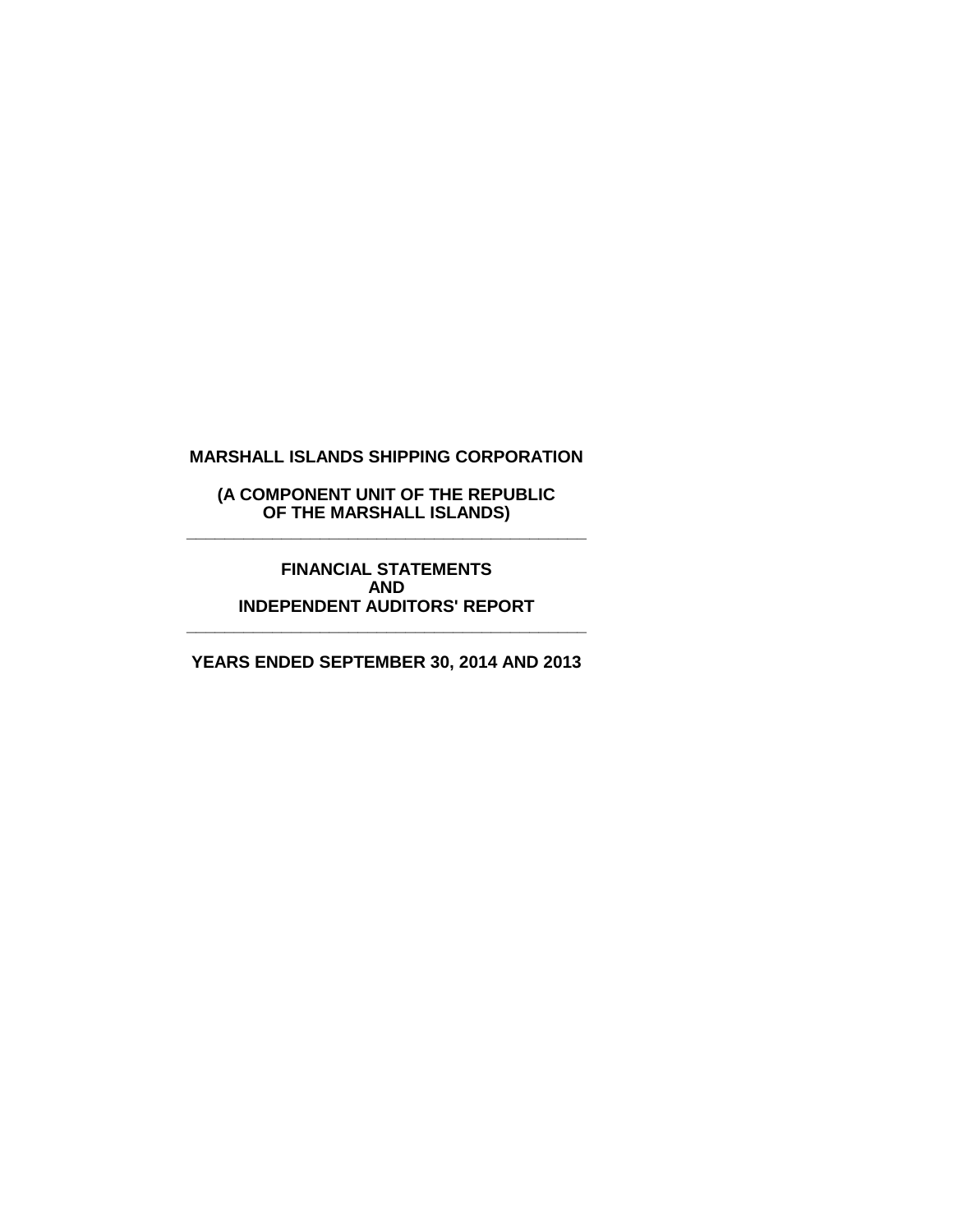# MARSHALL ISLANDS SHIPPING CORPORATION

**(A COMPONENT UNIT OF THE REPUBLIC OF THE MARSHALL ISLANDS)**

---

**FINANCIAL STATEMENTS AND INDEPENDENT AUDITORS' REPORT**

---

**YEARS ENDED SEPTEMBER 30, 2014 AND 2013**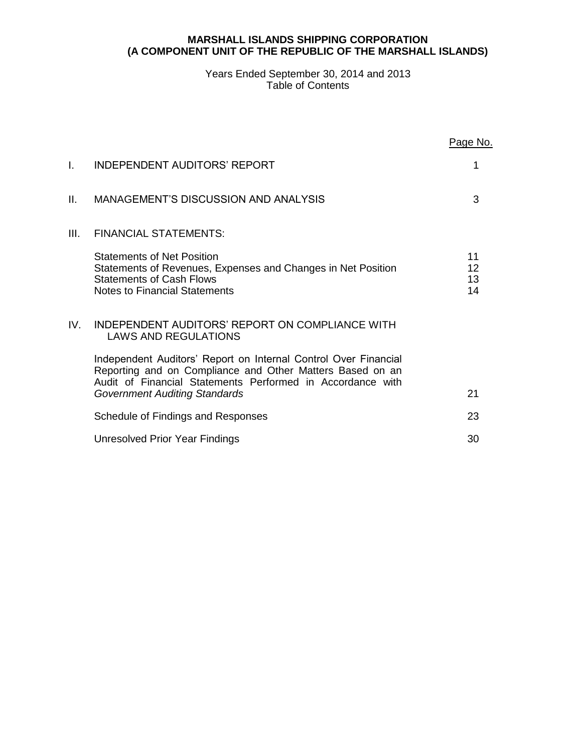**MARSHALL ISLANDS SHIPPING CORPORATION**
**(A COMPONENT UNIT OF THE REPUBLIC OF THE MARSHALL ISLANDS)**

Years Ended September 30, 2014 and 2013
Table of Contents

| | | Page No. |
|---|---|---|
| I. | INDEPENDENT AUDITORS' REPORT | 1 |
| II. | MANAGEMENT'S DISCUSSION AND ANALYSIS | 3 |
| III. | FINANCIAL STATEMENTS: | |
| | Statements of Net Position | 11 |
| | Statements of Revenues, Expenses and Changes in Net Position | 12 |
| | Statements of Cash Flows | 13 |
| | Notes to Financial Statements | 14 |
| IV. | INDEPENDENT AUDITORS' REPORT ON COMPLIANCE WITH LAWS AND REGULATIONS | |
| | Independent Auditors' Report on Internal Control Over Financial Reporting and on Compliance and Other Matters Based on an Audit of Financial Statements Performed in Accordance with *Government Auditing Standards* | 21 |
| | Schedule of Findings and Responses | 23 |
| | Unresolved Prior Year Findings | 30 |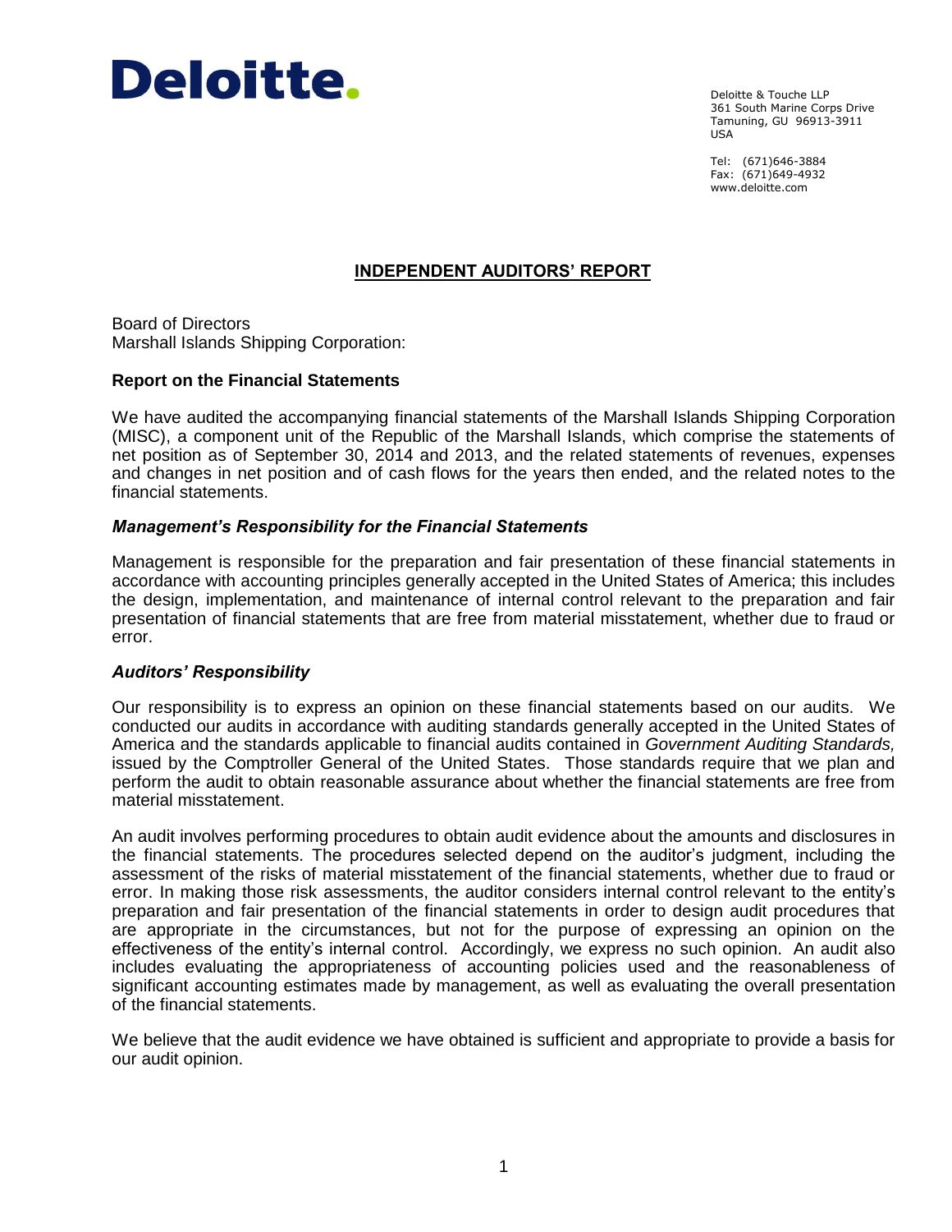Deloitte.

Deloitte & Touche LLP
361 South Marine Corps Drive
Tamuning, GU 96913-3911
USA

Tel: (671)646-3884
Fax: (671)649-4932
www.deloitte.com

# INDEPENDENT AUDITORS' REPORT

Board of Directors
Marshall Islands Shipping Corporation:

## Report on the Financial Statements

We have audited the accompanying financial statements of the Marshall Islands Shipping Corporation (MISC), a component unit of the Republic of the Marshall Islands, which comprise the statements of net position as of September 30, 2014 and 2013, and the related statements of revenues, expenses and changes in net position and of cash flows for the years then ended, and the related notes to the financial statements.

### *Management's Responsibility for the Financial Statements*

Management is responsible for the preparation and fair presentation of these financial statements in accordance with accounting principles generally accepted in the United States of America; this includes the design, implementation, and maintenance of internal control relevant to the preparation and fair presentation of financial statements that are free from material misstatement, whether due to fraud or error.

### *Auditors' Responsibility*

Our responsibility is to express an opinion on these financial statements based on our audits. We conducted our audits in accordance with auditing standards generally accepted in the United States of America and the standards applicable to financial audits contained in *Government Auditing Standards,* issued by the Comptroller General of the United States. Those standards require that we plan and perform the audit to obtain reasonable assurance about whether the financial statements are free from material misstatement.

An audit involves performing procedures to obtain audit evidence about the amounts and disclosures in the financial statements. The procedures selected depend on the auditor's judgment, including the assessment of the risks of material misstatement of the financial statements, whether due to fraud or error. In making those risk assessments, the auditor considers internal control relevant to the entity's preparation and fair presentation of the financial statements in order to design audit procedures that are appropriate in the circumstances, but not for the purpose of expressing an opinion on the effectiveness of the entity's internal control. Accordingly, we express no such opinion. An audit also includes evaluating the appropriateness of accounting policies used and the reasonableness of significant accounting estimates made by management, as well as evaluating the overall presentation of the financial statements.

We believe that the audit evidence we have obtained is sufficient and appropriate to provide a basis for our audit opinion.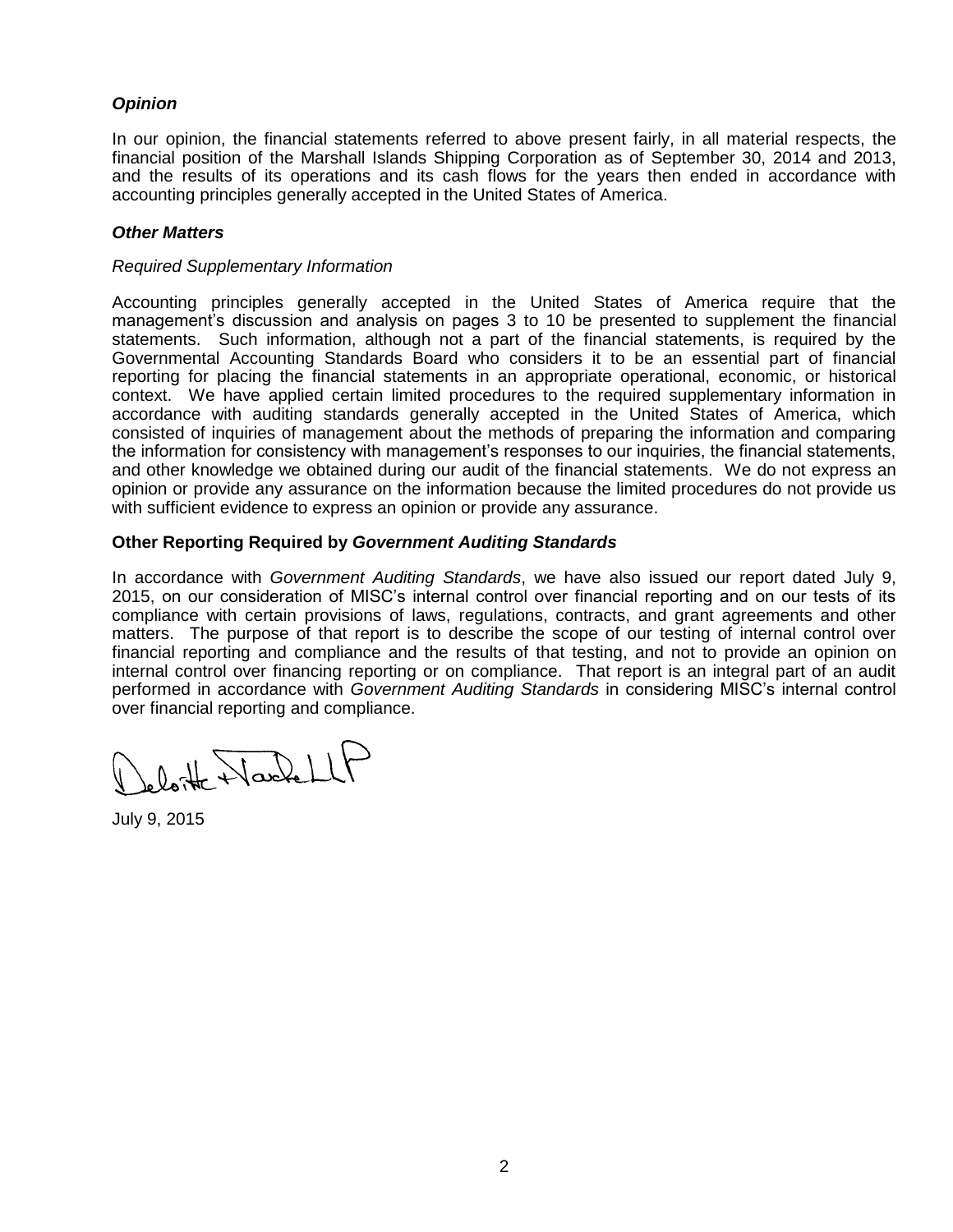***Opinion***

In our opinion, the financial statements referred to above present fairly, in all material respects, the financial position of the Marshall Islands Shipping Corporation as of September 30, 2014 and 2013, and the results of its operations and its cash flows for the years then ended in accordance with accounting principles generally accepted in the United States of America.

***Other Matters***

*Required Supplementary Information*

Accounting principles generally accepted in the United States of America require that the management's discussion and analysis on pages 3 to 10 be presented to supplement the financial statements. Such information, although not a part of the financial statements, is required by the Governmental Accounting Standards Board who considers it to be an essential part of financial reporting for placing the financial statements in an appropriate operational, economic, or historical context. We have applied certain limited procedures to the required supplementary information in accordance with auditing standards generally accepted in the United States of America, which consisted of inquiries of management about the methods of preparing the information and comparing the information for consistency with management's responses to our inquiries, the financial statements, and other knowledge we obtained during our audit of the financial statements. We do not express an opinion or provide any assurance on the information because the limited procedures do not provide us with sufficient evidence to express an opinion or provide any assurance.

**Other Reporting Required by *Government Auditing Standards***

In accordance with *Government Auditing Standards*, we have also issued our report dated July 9, 2015, on our consideration of MISC's internal control over financial reporting and on our tests of its compliance with certain provisions of laws, regulations, contracts, and grant agreements and other matters. The purpose of that report is to describe the scope of our testing of internal control over financial reporting and compliance and the results of that testing, and not to provide an opinion on internal control over financing reporting or on compliance. That report is an integral part of an audit performed in accordance with *Government Auditing Standards* in considering MISC's internal control over financial reporting and compliance.

Deloitte & Touche LLP

July 9, 2015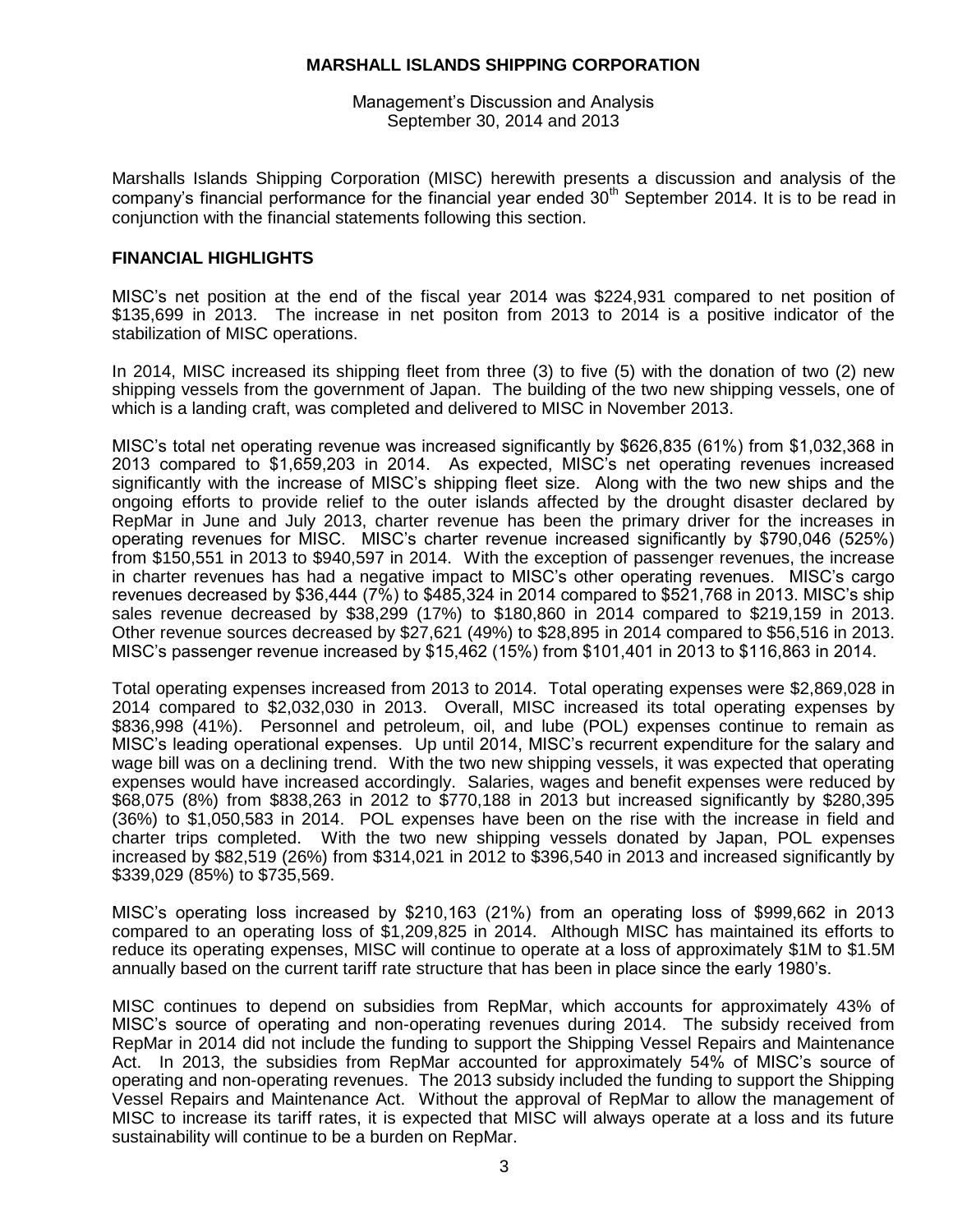# MARSHALL ISLANDS SHIPPING CORPORATION

Management's Discussion and Analysis
September 30, 2014 and 2013

Marshalls Islands Shipping Corporation (MISC) herewith presents a discussion and analysis of the company's financial performance for the financial year ended 30th September 2014. It is to be read in conjunction with the financial statements following this section.

## FINANCIAL HIGHLIGHTS

MISC's net position at the end of the fiscal year 2014 was $224,931 compared to net position of $135,699 in 2013. The increase in net positon from 2013 to 2014 is a positive indicator of the stabilization of MISC operations.

In 2014, MISC increased its shipping fleet from three (3) to five (5) with the donation of two (2) new shipping vessels from the government of Japan. The building of the two new shipping vessels, one of which is a landing craft, was completed and delivered to MISC in November 2013.

MISC's total net operating revenue was increased significantly by $626,835 (61%) from $1,032,368 in 2013 compared to $1,659,203 in 2014. As expected, MISC's net operating revenues increased significantly with the increase of MISC's shipping fleet size. Along with the two new ships and the ongoing efforts to provide relief to the outer islands affected by the drought disaster declared by RepMar in June and July 2013, charter revenue has been the primary driver for the increases in operating revenues for MISC. MISC's charter revenue increased significantly by $790,046 (525%) from $150,551 in 2013 to $940,597 in 2014. With the exception of passenger revenues, the increase in charter revenues has had a negative impact to MISC's other operating revenues. MISC's cargo revenues decreased by $36,444 (7%) to $485,324 in 2014 compared to $521,768 in 2013. MISC's ship sales revenue decreased by $38,299 (17%) to $180,860 in 2014 compared to $219,159 in 2013. Other revenue sources decreased by $27,621 (49%) to $28,895 in 2014 compared to $56,516 in 2013. MISC's passenger revenue increased by $15,462 (15%) from $101,401 in 2013 to $116,863 in 2014.

Total operating expenses increased from 2013 to 2014. Total operating expenses were $2,869,028 in 2014 compared to $2,032,030 in 2013. Overall, MISC increased its total operating expenses by $836,998 (41%). Personnel and petroleum, oil, and lube (POL) expenses continue to remain as MISC's leading operational expenses. Up until 2014, MISC's recurrent expenditure for the salary and wage bill was on a declining trend. With the two new shipping vessels, it was expected that operating expenses would have increased accordingly. Salaries, wages and benefit expenses were reduced by $68,075 (8%) from $838,263 in 2012 to $770,188 in 2013 but increased significantly by $280,395 (36%) to $1,050,583 in 2014. POL expenses have been on the rise with the increase in field and charter trips completed. With the two new shipping vessels donated by Japan, POL expenses increased by $82,519 (26%) from $314,021 in 2012 to $396,540 in 2013 and increased significantly by $339,029 (85%) to $735,569.

MISC's operating loss increased by $210,163 (21%) from an operating loss of $999,662 in 2013 compared to an operating loss of $1,209,825 in 2014. Although MISC has maintained its efforts to reduce its operating expenses, MISC will continue to operate at a loss of approximately $1M to $1.5M annually based on the current tariff rate structure that has been in place since the early 1980's.

MISC continues to depend on subsidies from RepMar, which accounts for approximately 43% of MISC's source of operating and non-operating revenues during 2014. The subsidy received from RepMar in 2014 did not include the funding to support the Shipping Vessel Repairs and Maintenance Act. In 2013, the subsidies from RepMar accounted for approximately 54% of MISC's source of operating and non-operating revenues. The 2013 subsidy included the funding to support the Shipping Vessel Repairs and Maintenance Act. Without the approval of RepMar to allow the management of MISC to increase its tariff rates, it is expected that MISC will always operate at a loss and its future sustainability will continue to be a burden on RepMar.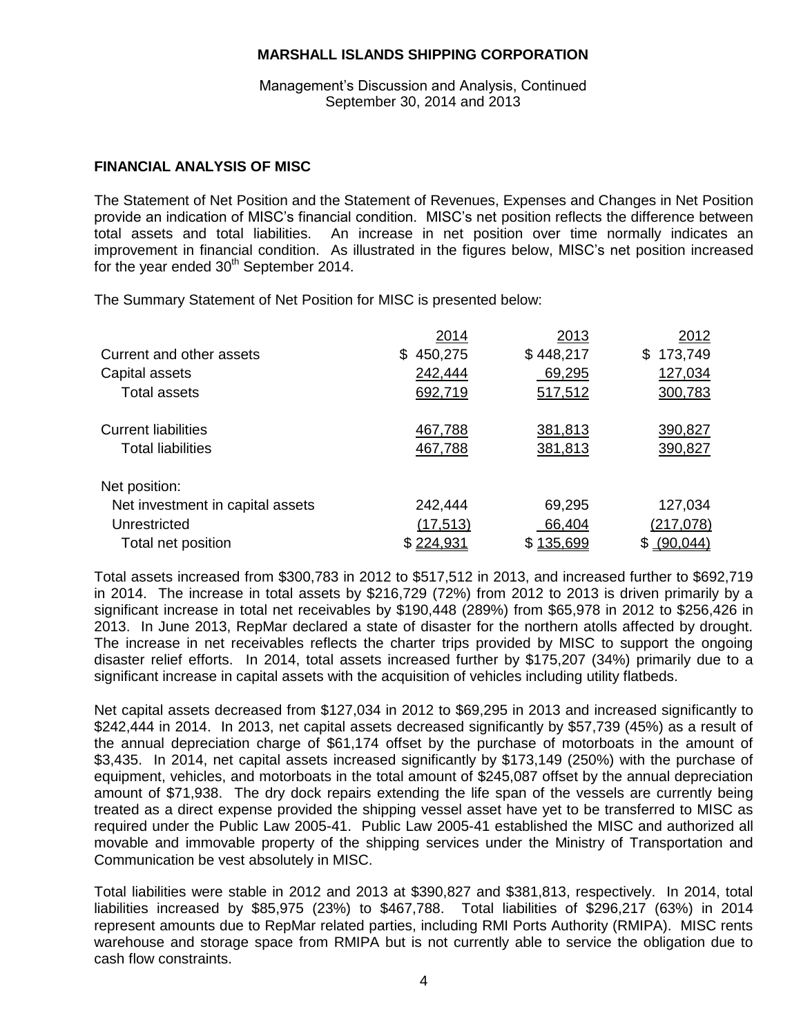# MARSHALL ISLANDS SHIPPING CORPORATION

Management's Discussion and Analysis, Continued
September 30, 2014 and 2013

## FINANCIAL ANALYSIS OF MISC

The Statement of Net Position and the Statement of Revenues, Expenses and Changes in Net Position provide an indication of MISC's financial condition. MISC's net position reflects the difference between total assets and total liabilities. An increase in net position over time normally indicates an improvement in financial condition. As illustrated in the figures below, MISC's net position increased for the year ended 30th September 2014.

The Summary Statement of Net Position for MISC is presented below:

| | 2014 | 2013 | 2012 |
|---|---|---|---|
| Current and other assets | $ 450,275 | $ 448,217 | $ 173,749 |
| Capital assets | 242,444 | 69,295 | 127,034 |
| Total assets | 692,719 | 517,512 | 300,783 |
| Current liabilities | 467,788 | 381,813 | 390,827 |
| Total liabilities | 467,788 | 381,813 | 390,827 |
| Net position: | | | |
| Net investment in capital assets | 242,444 | 69,295 | 127,034 |
| Unrestricted | (17,513) | 66,404 | (217,078) |
| Total net position | $ 224,931 | $ 135,699 | $ (90,044) |

Total assets increased from $300,783 in 2012 to $517,512 in 2013, and increased further to $692,719 in 2014. The increase in total assets by $216,729 (72%) from 2012 to 2013 is driven primarily by a significant increase in total net receivables by $190,448 (289%) from $65,978 in 2012 to $256,426 in 2013. In June 2013, RepMar declared a state of disaster for the northern atolls affected by drought. The increase in net receivables reflects the charter trips provided by MISC to support the ongoing disaster relief efforts. In 2014, total assets increased further by $175,207 (34%) primarily due to a significant increase in capital assets with the acquisition of vehicles including utility flatbeds.

Net capital assets decreased from $127,034 in 2012 to $69,295 in 2013 and increased significantly to $242,444 in 2014. In 2013, net capital assets decreased significantly by $57,739 (45%) as a result of the annual depreciation charge of $61,174 offset by the purchase of motorboats in the amount of $3,435. In 2014, net capital assets increased significantly by $173,149 (250%) with the purchase of equipment, vehicles, and motorboats in the total amount of $245,087 offset by the annual depreciation amount of $71,938. The dry dock repairs extending the life span of the vessels are currently being treated as a direct expense provided the shipping vessel asset have yet to be transferred to MISC as required under the Public Law 2005-41. Public Law 2005-41 established the MISC and authorized all movable and immovable property of the shipping services under the Ministry of Transportation and Communication be vest absolutely in MISC.

Total liabilities were stable in 2012 and 2013 at $390,827 and $381,813, respectively. In 2014, total liabilities increased by $85,975 (23%) to $467,788. Total liabilities of $296,217 (63%) in 2014 represent amounts due to RepMar related parties, including RMI Ports Authority (RMIPA). MISC rents warehouse and storage space from RMIPA but is not currently able to service the obligation due to cash flow constraints.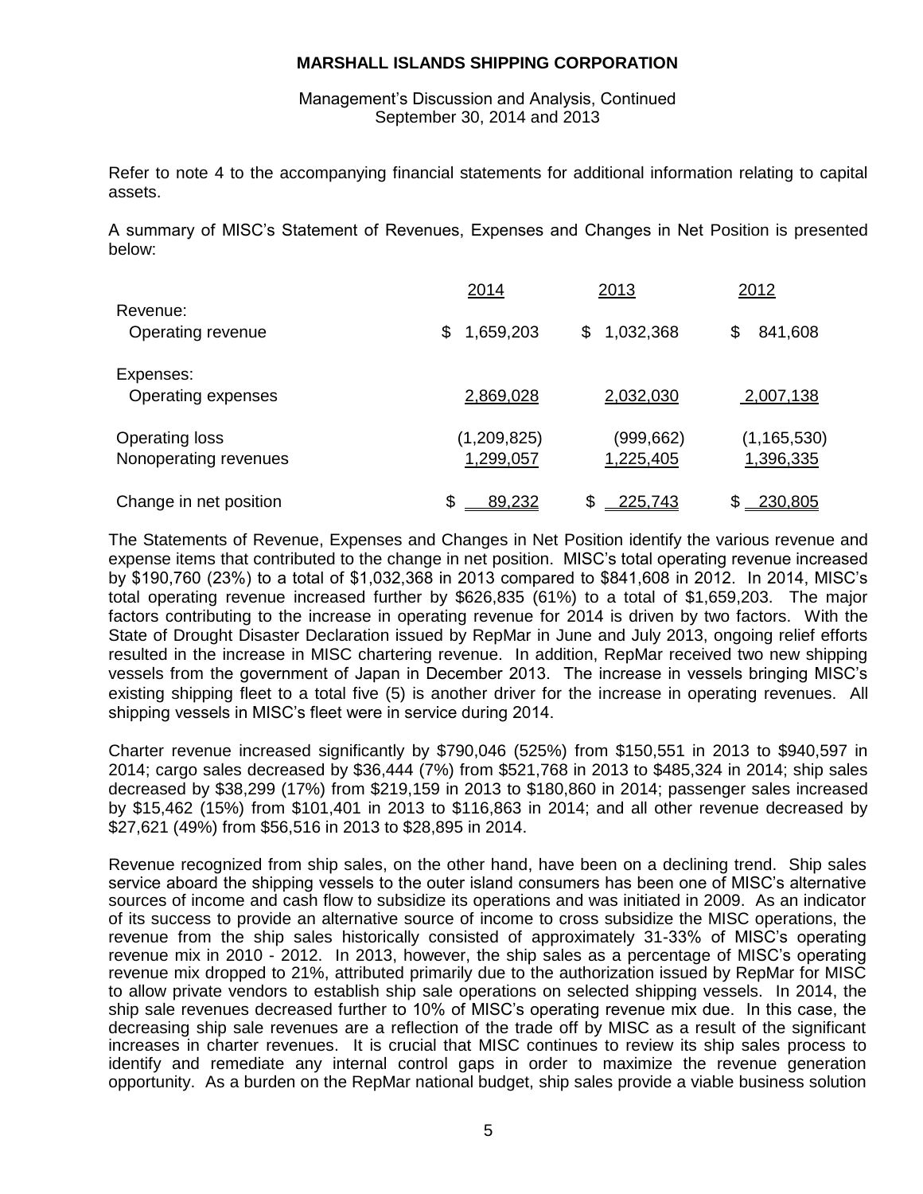Refer to note 4 to the accompanying financial statements for additional information relating to capital assets.

A summary of MISC's Statement of Revenues, Expenses and Changes in Net Position is presented below:

| | 2014 | 2013 | 2012 |
|---|---|---|---|
| Revenue: | | | |
| Operating revenue | $ 1,659,203 | $ 1,032,368 | $ 841,608 |
| Expenses: | | | |
| Operating expenses | 2,869,028 | 2,032,030 | 2,007,138 |
| Operating loss | (1,209,825) | (999,662) | (1,165,530) |
| Nonoperating revenues | 1,299,057 | 1,225,405 | 1,396,335 |
| Change in net position | $ 89,232 | $ 225,743 | $ 230,805 |

The Statements of Revenue, Expenses and Changes in Net Position identify the various revenue and expense items that contributed to the change in net position. MISC's total operating revenue increased by $190,760 (23%) to a total of $1,032,368 in 2013 compared to $841,608 in 2012. In 2014, MISC's total operating revenue increased further by $626,835 (61%) to a total of $1,659,203. The major factors contributing to the increase in operating revenue for 2014 is driven by two factors. With the State of Drought Disaster Declaration issued by RepMar in June and July 2013, ongoing relief efforts resulted in the increase in MISC chartering revenue. In addition, RepMar received two new shipping vessels from the government of Japan in December 2013. The increase in vessels bringing MISC's existing shipping fleet to a total five (5) is another driver for the increase in operating revenues. All shipping vessels in MISC's fleet were in service during 2014.

Charter revenue increased significantly by $790,046 (525%) from $150,551 in 2013 to $940,597 in 2014; cargo sales decreased by $36,444 (7%) from $521,768 in 2013 to $485,324 in 2014; ship sales decreased by $38,299 (17%) from $219,159 in 2013 to $180,860 in 2014; passenger sales increased by $15,462 (15%) from $101,401 in 2013 to $116,863 in 2014; and all other revenue decreased by $27,621 (49%) from $56,516 in 2013 to $28,895 in 2014.

Revenue recognized from ship sales, on the other hand, have been on a declining trend. Ship sales service aboard the shipping vessels to the outer island consumers has been one of MISC's alternative sources of income and cash flow to subsidize its operations and was initiated in 2009. As an indicator of its success to provide an alternative source of income to cross subsidize the MISC operations, the revenue from the ship sales historically consisted of approximately 31-33% of MISC's operating revenue mix in 2010 - 2012. In 2013, however, the ship sales as a percentage of MISC's operating revenue mix dropped to 21%, attributed primarily due to the authorization issued by RepMar for MISC to allow private vendors to establish ship sale operations on selected shipping vessels. In 2014, the ship sale revenues decreased further to 10% of MISC's operating revenue mix due. In this case, the decreasing ship sale revenues are a reflection of the trade off by MISC as a result of the significant increases in charter revenues. It is crucial that MISC continues to review its ship sales process to identify and remediate any internal control gaps in order to maximize the revenue generation opportunity. As a burden on the RepMar national budget, ship sales provide a viable business solution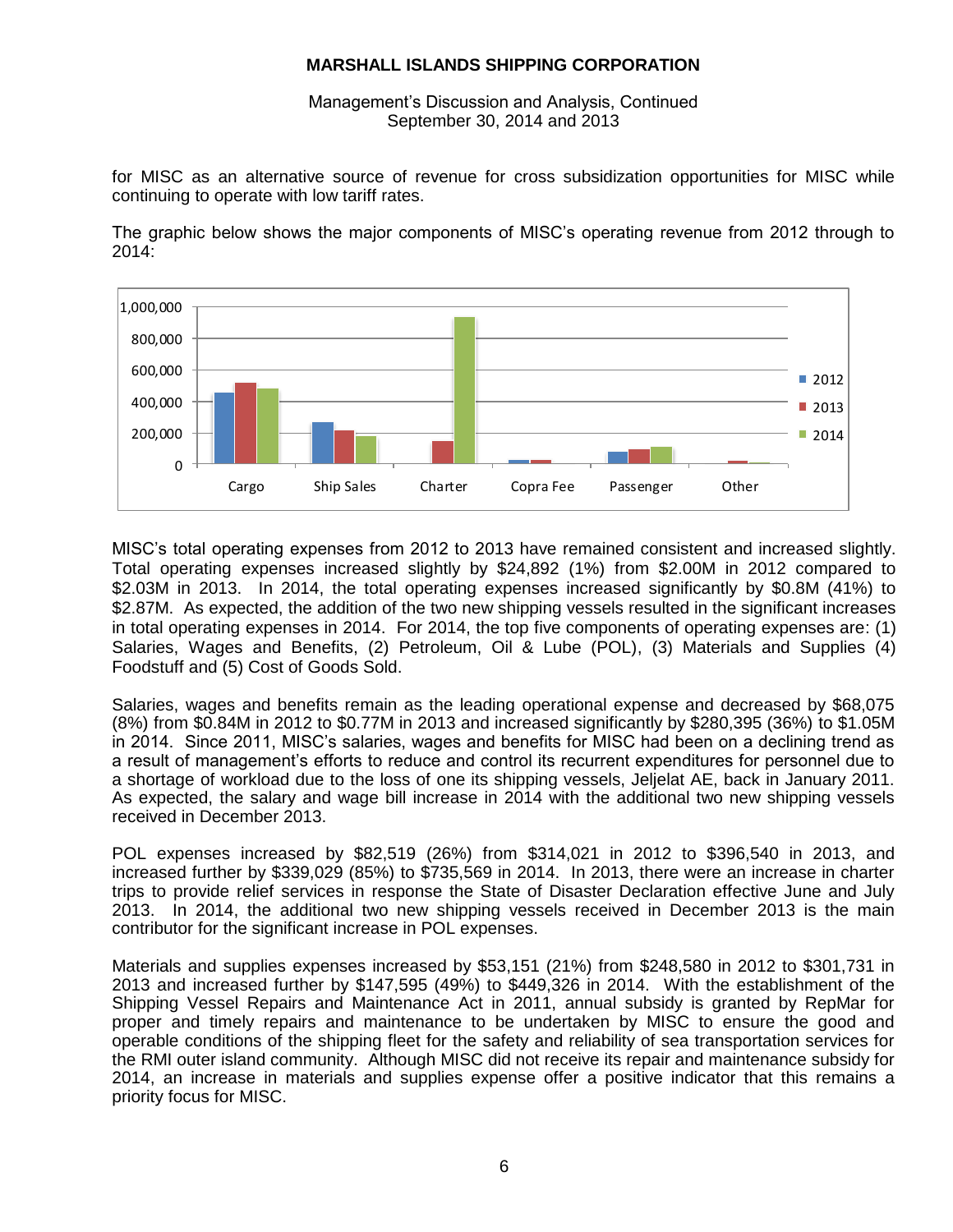for MISC as an alternative source of revenue for cross subsidization opportunities for MISC while continuing to operate with low tariff rates.

The graphic below shows the major components of MISC's operating revenue from 2012 through to 2014:

MISC's total operating expenses from 2012 to 2013 have remained consistent and increased slightly. Total operating expenses increased slightly by $24,892 (1%) from $2.00M in 2012 compared to $2.03M in 2013. In 2014, the total operating expenses increased significantly by $0.8M (41%) to $2.87M. As expected, the addition of the two new shipping vessels resulted in the significant increases in total operating expenses in 2014. For 2014, the top five components of operating expenses are: (1) Salaries, Wages and Benefits, (2) Petroleum, Oil & Lube (POL), (3) Materials and Supplies (4) Foodstuff and (5) Cost of Goods Sold.

Salaries, wages and benefits remain as the leading operational expense and decreased by $68,075 (8%) from $0.84M in 2012 to $0.77M in 2013 and increased significantly by $280,395 (36%) to $1.05M in 2014. Since 2011, MISC's salaries, wages and benefits for MISC had been on a declining trend as a result of management's efforts to reduce and control its recurrent expenditures for personnel due to a shortage of workload due to the loss of one its shipping vessels, Jeljelat AE, back in January 2011. As expected, the salary and wage bill increase in 2014 with the additional two new shipping vessels received in December 2013.

POL expenses increased by $82,519 (26%) from $314,021 in 2012 to $396,540 in 2013, and increased further by $339,029 (85%) to $735,569 in 2014. In 2013, there were an increase in charter trips to provide relief services in response the State of Disaster Declaration effective June and July 2013. In 2014, the additional two new shipping vessels received in December 2013 is the main contributor for the significant increase in POL expenses.

Materials and supplies expenses increased by $53,151 (21%) from $248,580 in 2012 to $301,731 in 2013 and increased further by $147,595 (49%) to $449,326 in 2014. With the establishment of the Shipping Vessel Repairs and Maintenance Act in 2011, annual subsidy is granted by RepMar for proper and timely repairs and maintenance to be undertaken by MISC to ensure the good and operable conditions of the shipping fleet for the safety and reliability of sea transportation services for the RMI outer island community. Although MISC did not receive its repair and maintenance subsidy for 2014, an increase in materials and supplies expense offer a positive indicator that this remains a priority focus for MISC.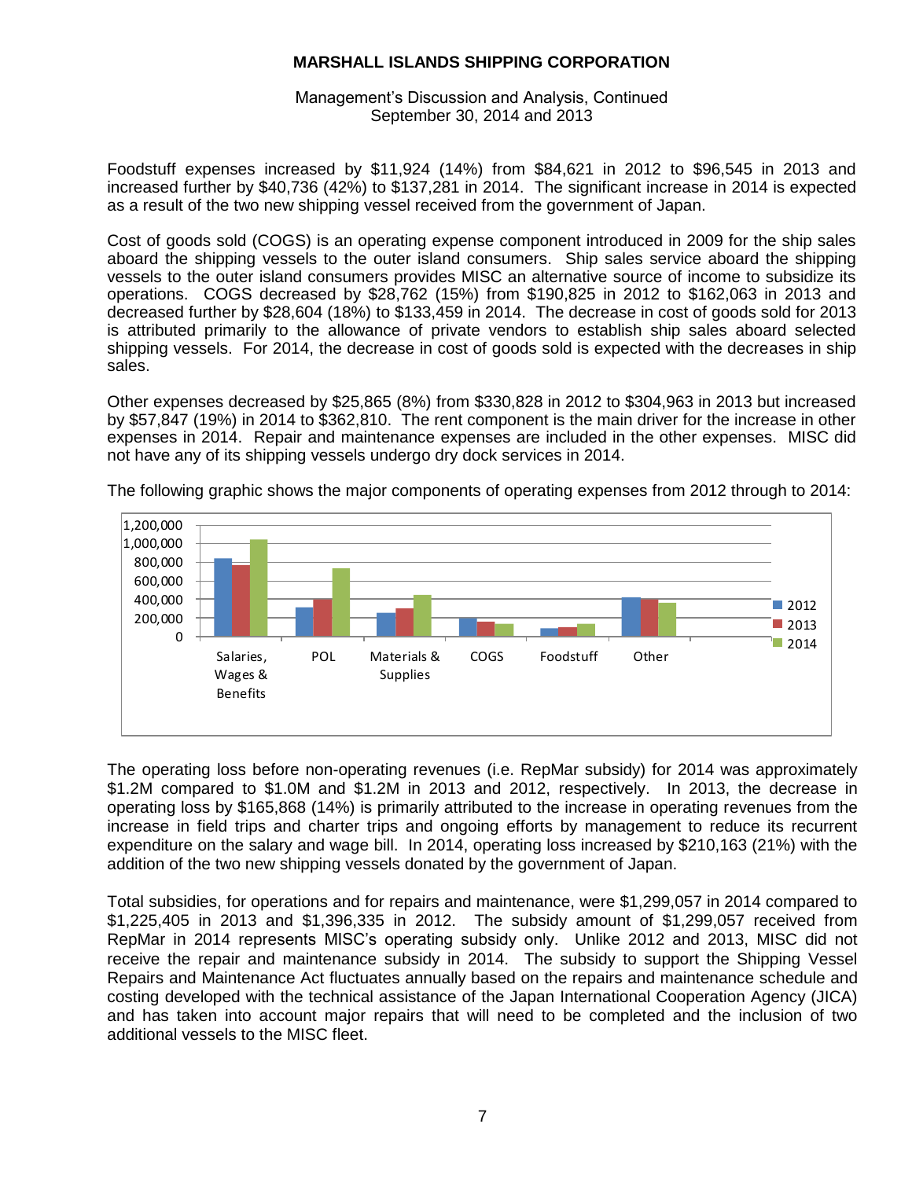Foodstuff expenses increased by $11,924 (14%) from $84,621 in 2012 to $96,545 in 2013 and increased further by $40,736 (42%) to $137,281 in 2014. The significant increase in 2014 is expected as a result of the two new shipping vessel received from the government of Japan.

Cost of goods sold (COGS) is an operating expense component introduced in 2009 for the ship sales aboard the shipping vessels to the outer island consumers. Ship sales service aboard the shipping vessels to the outer island consumers provides MISC an alternative source of income to subsidize its operations. COGS decreased by $28,762 (15%) from $190,825 in 2012 to $162,063 in 2013 and decreased further by $28,604 (18%) to $133,459 in 2014. The decrease in cost of goods sold for 2013 is attributed primarily to the allowance of private vendors to establish ship sales aboard selected shipping vessels. For 2014, the decrease in cost of goods sold is expected with the decreases in ship sales.

Other expenses decreased by $25,865 (8%) from $330,828 in 2012 to $304,963 in 2013 but increased by $57,847 (19%) in 2014 to $362,810. The rent component is the main driver for the increase in other expenses in 2014. Repair and maintenance expenses are included in the other expenses. MISC did not have any of its shipping vessels undergo dry dock services in 2014.

The following graphic shows the major components of operating expenses from 2012 through to 2014:

The operating loss before non-operating revenues (i.e. RepMar subsidy) for 2014 was approximately $1.2M compared to $1.0M and $1.2M in 2013 and 2012, respectively. In 2013, the decrease in operating loss by $165,868 (14%) is primarily attributed to the increase in operating revenues from the increase in field trips and charter trips and ongoing efforts by management to reduce its recurrent expenditure on the salary and wage bill. In 2014, operating loss increased by $210,163 (21%) with the addition of the two new shipping vessels donated by the government of Japan.

Total subsidies, for operations and for repairs and maintenance, were $1,299,057 in 2014 compared to $1,225,405 in 2013 and $1,396,335 in 2012. The subsidy amount of $1,299,057 received from RepMar in 2014 represents MISC's operating subsidy only. Unlike 2012 and 2013, MISC did not receive the repair and maintenance subsidy in 2014. The subsidy to support the Shipping Vessel Repairs and Maintenance Act fluctuates annually based on the repairs and maintenance schedule and costing developed with the technical assistance of the Japan International Cooperation Agency (JICA) and has taken into account major repairs that will need to be completed and the inclusion of two additional vessels to the MISC fleet.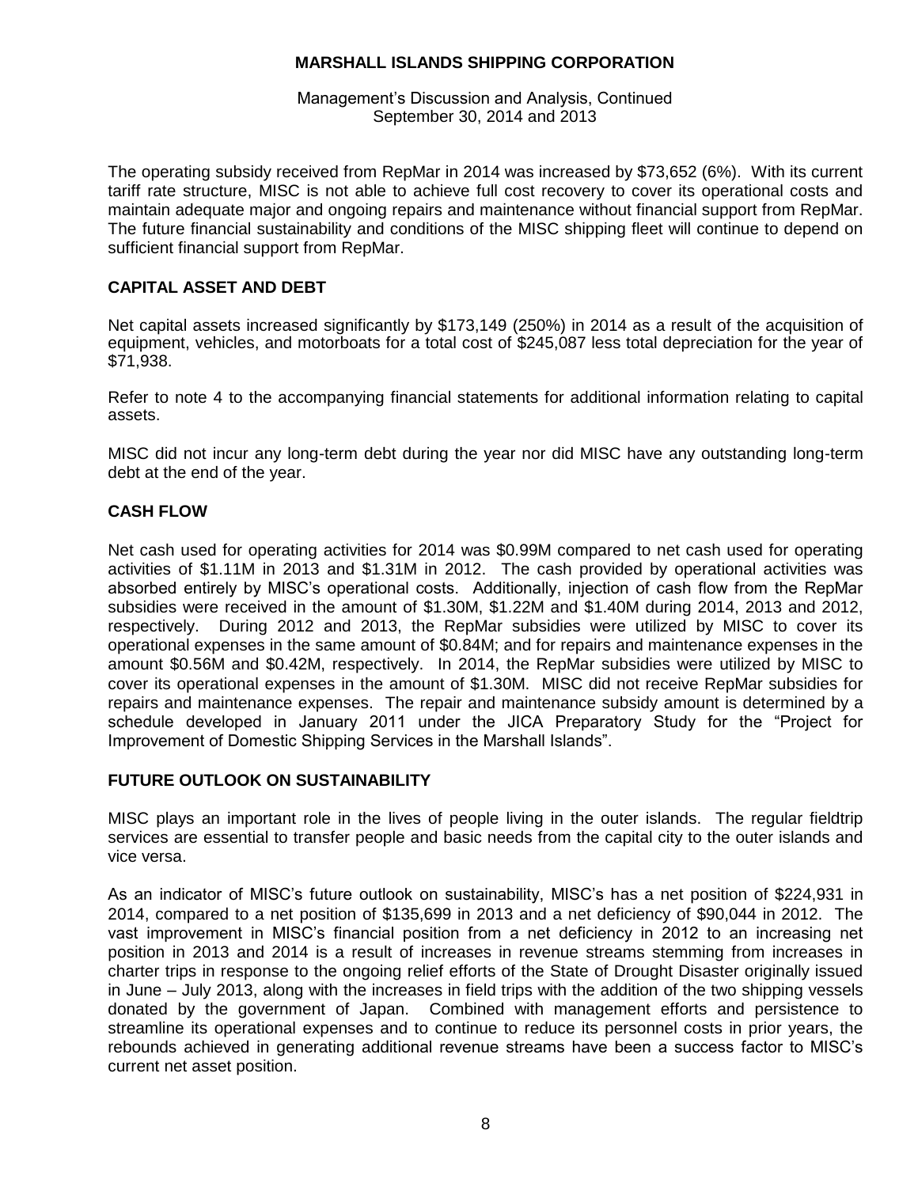The operating subsidy received from RepMar in 2014 was increased by $73,652 (6%). With its current tariff rate structure, MISC is not able to achieve full cost recovery to cover its operational costs and maintain adequate major and ongoing repairs and maintenance without financial support from RepMar. The future financial sustainability and conditions of the MISC shipping fleet will continue to depend on sufficient financial support from RepMar.

## CAPITAL ASSET AND DEBT

Net capital assets increased significantly by $173,149 (250%) in 2014 as a result of the acquisition of equipment, vehicles, and motorboats for a total cost of $245,087 less total depreciation for the year of $71,938.

Refer to note 4 to the accompanying financial statements for additional information relating to capital assets.

MISC did not incur any long-term debt during the year nor did MISC have any outstanding long-term debt at the end of the year.

## CASH FLOW

Net cash used for operating activities for 2014 was $0.99M compared to net cash used for operating activities of $1.11M in 2013 and $1.31M in 2012. The cash provided by operational activities was absorbed entirely by MISC's operational costs. Additionally, injection of cash flow from the RepMar subsidies were received in the amount of $1.30M, $1.22M and $1.40M during 2014, 2013 and 2012, respectively. During 2012 and 2013, the RepMar subsidies were utilized by MISC to cover its operational expenses in the same amount of $0.84M; and for repairs and maintenance expenses in the amount $0.56M and $0.42M, respectively. In 2014, the RepMar subsidies were utilized by MISC to cover its operational expenses in the amount of $1.30M. MISC did not receive RepMar subsidies for repairs and maintenance expenses. The repair and maintenance subsidy amount is determined by a schedule developed in January 2011 under the JICA Preparatory Study for the "Project for Improvement of Domestic Shipping Services in the Marshall Islands".

## FUTURE OUTLOOK ON SUSTAINABILITY

MISC plays an important role in the lives of people living in the outer islands. The regular fieldtrip services are essential to transfer people and basic needs from the capital city to the outer islands and vice versa.

As an indicator of MISC's future outlook on sustainability, MISC's has a net position of $224,931 in 2014, compared to a net position of $135,699 in 2013 and a net deficiency of $90,044 in 2012. The vast improvement in MISC's financial position from a net deficiency in 2012 to an increasing net position in 2013 and 2014 is a result of increases in revenue streams stemming from increases in charter trips in response to the ongoing relief efforts of the State of Drought Disaster originally issued in June – July 2013, along with the increases in field trips with the addition of the two shipping vessels donated by the government of Japan. Combined with management efforts and persistence to streamline its operational expenses and to continue to reduce its personnel costs in prior years, the rebounds achieved in generating additional revenue streams have been a success factor to MISC's current net asset position.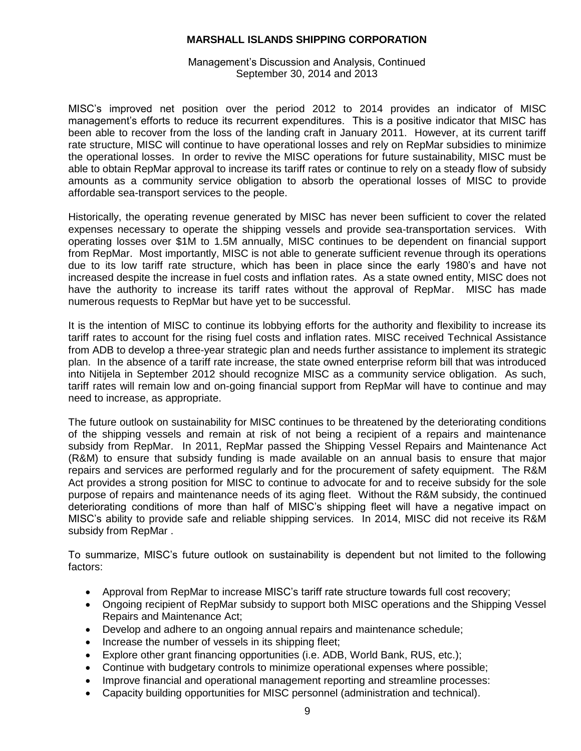MISC's improved net position over the period 2012 to 2014 provides an indicator of MISC management's efforts to reduce its recurrent expenditures. This is a positive indicator that MISC has been able to recover from the loss of the landing craft in January 2011. However, at its current tariff rate structure, MISC will continue to have operational losses and rely on RepMar subsidies to minimize the operational losses. In order to revive the MISC operations for future sustainability, MISC must be able to obtain RepMar approval to increase its tariff rates or continue to rely on a steady flow of subsidy amounts as a community service obligation to absorb the operational losses of MISC to provide affordable sea-transport services to the people.

Historically, the operating revenue generated by MISC has never been sufficient to cover the related expenses necessary to operate the shipping vessels and provide sea-transportation services. With operating losses over $1M to 1.5M annually, MISC continues to be dependent on financial support from RepMar. Most importantly, MISC is not able to generate sufficient revenue through its operations due to its low tariff rate structure, which has been in place since the early 1980's and have not increased despite the increase in fuel costs and inflation rates. As a state owned entity, MISC does not have the authority to increase its tariff rates without the approval of RepMar. MISC has made numerous requests to RepMar but have yet to be successful.

It is the intention of MISC to continue its lobbying efforts for the authority and flexibility to increase its tariff rates to account for the rising fuel costs and inflation rates. MISC received Technical Assistance from ADB to develop a three-year strategic plan and needs further assistance to implement its strategic plan. In the absence of a tariff rate increase, the state owned enterprise reform bill that was introduced into Nitijela in September 2012 should recognize MISC as a community service obligation. As such, tariff rates will remain low and on-going financial support from RepMar will have to continue and may need to increase, as appropriate.

The future outlook on sustainability for MISC continues to be threatened by the deteriorating conditions of the shipping vessels and remain at risk of not being a recipient of a repairs and maintenance subsidy from RepMar. In 2011, RepMar passed the Shipping Vessel Repairs and Maintenance Act (R&M) to ensure that subsidy funding is made available on an annual basis to ensure that major repairs and services are performed regularly and for the procurement of safety equipment. The R&M Act provides a strong position for MISC to continue to advocate for and to receive subsidy for the sole purpose of repairs and maintenance needs of its aging fleet. Without the R&M subsidy, the continued deteriorating conditions of more than half of MISC's shipping fleet will have a negative impact on MISC's ability to provide safe and reliable shipping services. In 2014, MISC did not receive its R&M subsidy from RepMar .

To summarize, MISC's future outlook on sustainability is dependent but not limited to the following factors:

- Approval from RepMar to increase MISC's tariff rate structure towards full cost recovery;
- Ongoing recipient of RepMar subsidy to support both MISC operations and the Shipping Vessel Repairs and Maintenance Act;
- Develop and adhere to an ongoing annual repairs and maintenance schedule;
- Increase the number of vessels in its shipping fleet;
- Explore other grant financing opportunities (i.e. ADB, World Bank, RUS, etc.);
- Continue with budgetary controls to minimize operational expenses where possible;
- Improve financial and operational management reporting and streamline processes:
- Capacity building opportunities for MISC personnel (administration and technical).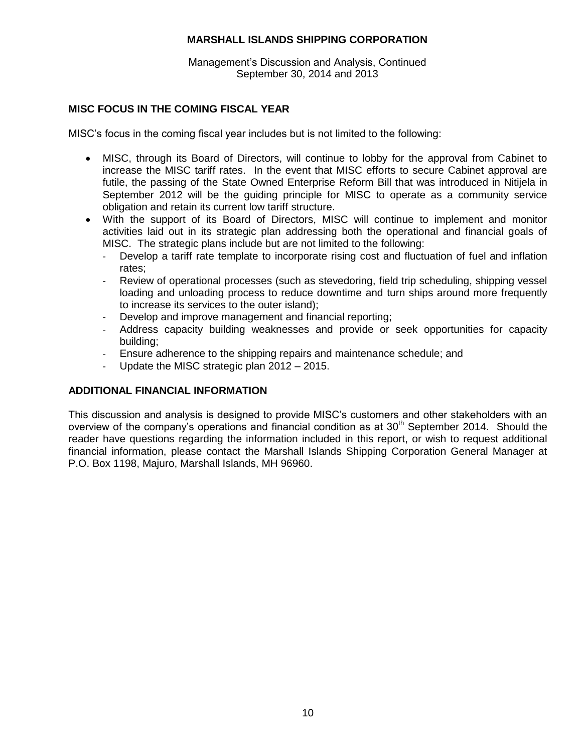## MISC FOCUS IN THE COMING FISCAL YEAR

MISC's focus in the coming fiscal year includes but is not limited to the following:

- MISC, through its Board of Directors, will continue to lobby for the approval from Cabinet to increase the MISC tariff rates. In the event that MISC efforts to secure Cabinet approval are futile, the passing of the State Owned Enterprise Reform Bill that was introduced in Nitijela in September 2012 will be the guiding principle for MISC to operate as a community service obligation and retain its current low tariff structure.
- With the support of its Board of Directors, MISC will continue to implement and monitor activities laid out in its strategic plan addressing both the operational and financial goals of MISC. The strategic plans include but are not limited to the following:
  - Develop a tariff rate template to incorporate rising cost and fluctuation of fuel and inflation rates;
  - Review of operational processes (such as stevedoring, field trip scheduling, shipping vessel loading and unloading process to reduce downtime and turn ships around more frequently to increase its services to the outer island);
  - Develop and improve management and financial reporting;
  - Address capacity building weaknesses and provide or seek opportunities for capacity building;
  - Ensure adherence to the shipping repairs and maintenance schedule; and
  - Update the MISC strategic plan 2012 – 2015.

## ADDITIONAL FINANCIAL INFORMATION

This discussion and analysis is designed to provide MISC's customers and other stakeholders with an overview of the company's operations and financial condition as at 30th September 2014. Should the reader have questions regarding the information included in this report, or wish to request additional financial information, please contact the Marshall Islands Shipping Corporation General Manager at P.O. Box 1198, Majuro, Marshall Islands, MH 96960.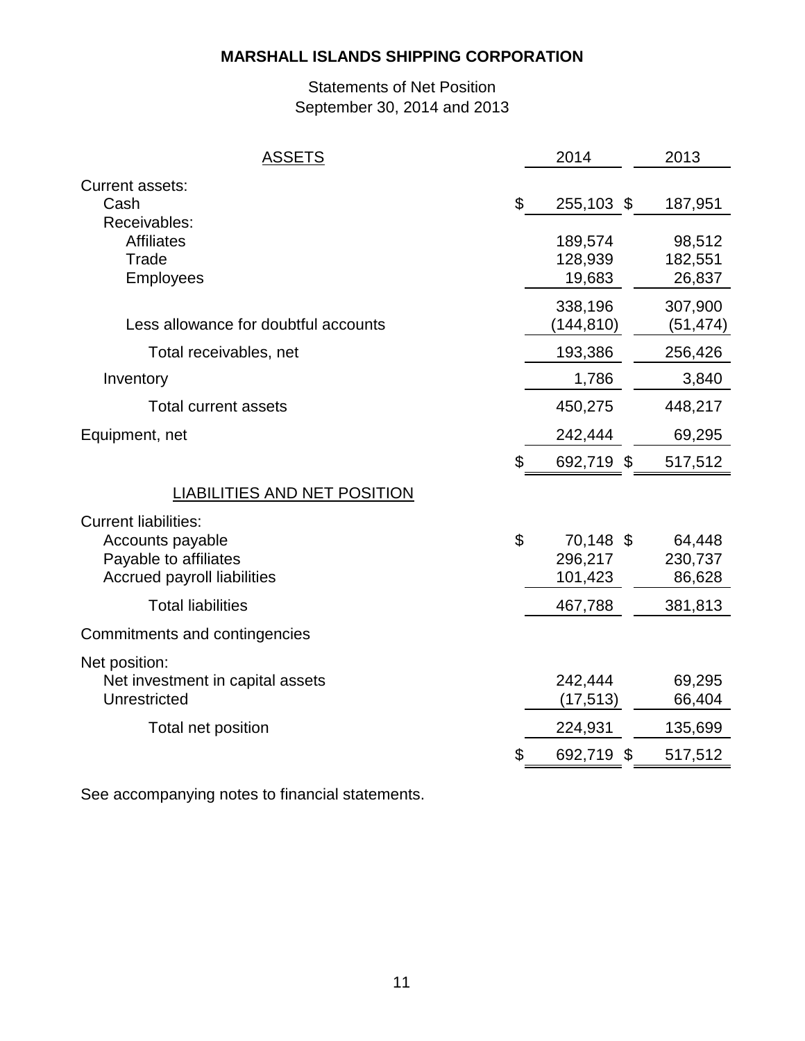**MARSHALL ISLANDS SHIPPING CORPORATION**

Statements of Net Position
September 30, 2014 and 2013

| ASSETS | 2014 | 2013 |
|---|---|---|
| Current assets: | | |
| Cash | $ 255,103 | $ 187,951 |
| Receivables: | | |
| Affiliates | 189,574 | 98,512 |
| Trade | 128,939 | 182,551 |
| Employees | 19,683 | 26,837 |
| | 338,196 | 307,900 |
| Less allowance for doubtful accounts | (144,810) | (51,474) |
| Total receivables, net | 193,386 | 256,426 |
| Inventory | 1,786 | 3,840 |
| Total current assets | 450,275 | 448,217 |
| Equipment, net | 242,444 | 69,295 |
| | $ 692,719 | $ 517,512 |
| LIABILITIES AND NET POSITION | | |
| Current liabilities: | | |
| Accounts payable | $ 70,148 | $ 64,448 |
| Payable to affiliates | 296,217 | 230,737 |
| Accrued payroll liabilities | 101,423 | 86,628 |
| Total liabilities | 467,788 | 381,813 |
| Commitments and contingencies | | |
| Net position: | | |
| Net investment in capital assets | 242,444 | 69,295 |
| Unrestricted | (17,513) | 66,404 |
| Total net position | 224,931 | 135,699 |
| | $ 692,719 | $ 517,512 |

See accompanying notes to financial statements.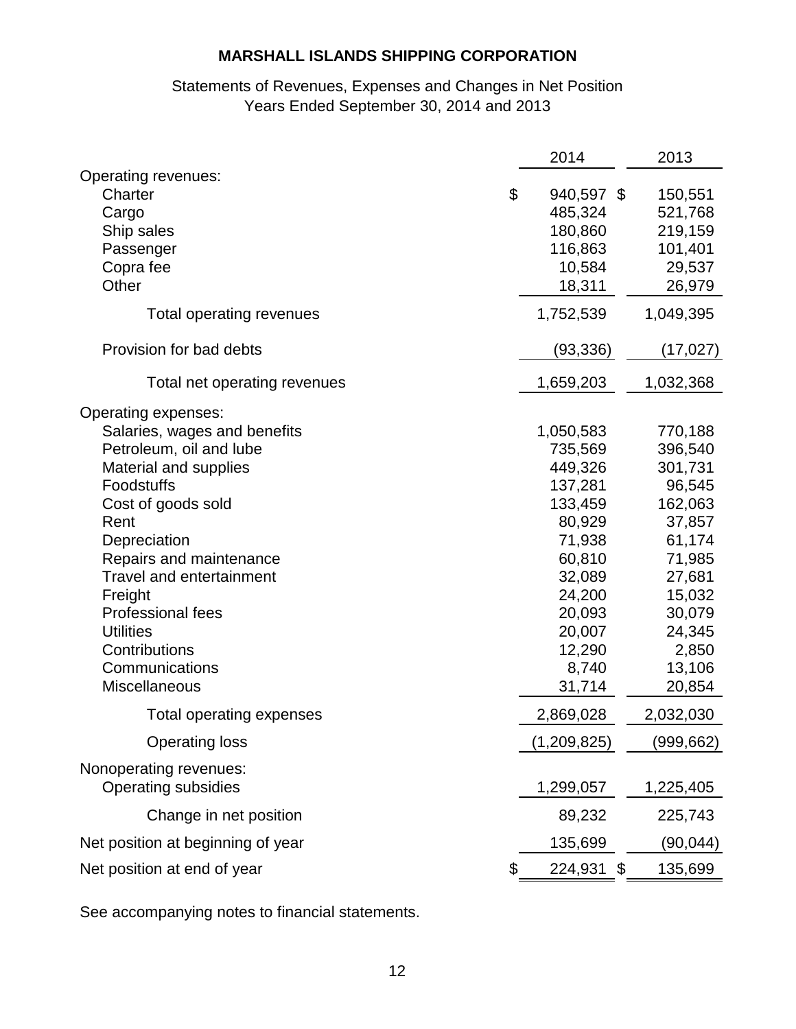# MARSHALL ISLANDS SHIPPING CORPORATION

Statements of Revenues, Expenses and Changes in Net Position
Years Ended September 30, 2014 and 2013

| | 2014 | 2013 |
|---|---|---|
| Operating revenues: | | |
| Charter | $ 940,597 | $ 150,551 |
| Cargo | 485,324 | 521,768 |
| Ship sales | 180,860 | 219,159 |
| Passenger | 116,863 | 101,401 |
| Copra fee | 10,584 | 29,537 |
| Other | 18,311 | 26,979 |
| Total operating revenues | 1,752,539 | 1,049,395 |
| Provision for bad debts | (93,336) | (17,027) |
| Total net operating revenues | 1,659,203 | 1,032,368 |
| Operating expenses: | | |
| Salaries, wages and benefits | 1,050,583 | 770,188 |
| Petroleum, oil and lube | 735,569 | 396,540 |
| Material and supplies | 449,326 | 301,731 |
| Foodstuffs | 137,281 | 96,545 |
| Cost of goods sold | 133,459 | 162,063 |
| Rent | 80,929 | 37,857 |
| Depreciation | 71,938 | 61,174 |
| Repairs and maintenance | 60,810 | 71,985 |
| Travel and entertainment | 32,089 | 27,681 |
| Freight | 24,200 | 15,032 |
| Professional fees | 20,093 | 30,079 |
| Utilities | 20,007 | 24,345 |
| Contributions | 12,290 | 2,850 |
| Communications | 8,740 | 13,106 |
| Miscellaneous | 31,714 | 20,854 |
| Total operating expenses | 2,869,028 | 2,032,030 |
| Operating loss | (1,209,825) | (999,662) |
| Nonoperating revenues: | | |
| Operating subsidies | 1,299,057 | 1,225,405 |
| Change in net position | 89,232 | 225,743 |
| Net position at beginning of year | 135,699 | (90,044) |
| Net position at end of year | $ 224,931 | $ 135,699 |

See accompanying notes to financial statements.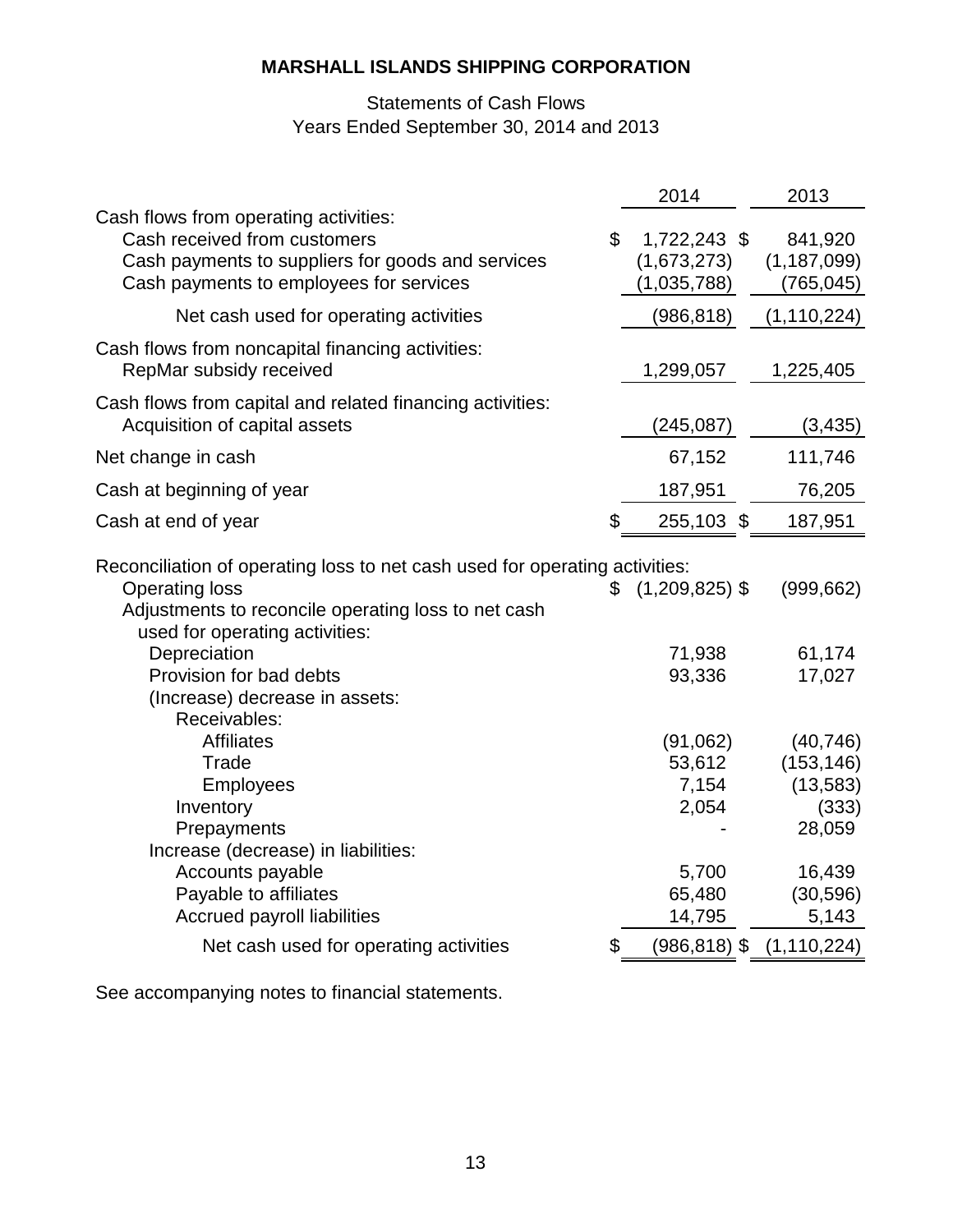**MARSHALL ISLANDS SHIPPING CORPORATION**

Statements of Cash Flows
Years Ended September 30, 2014 and 2013

| | 2014 | 2013 |
|---|---|---|
| Cash flows from operating activities: | | |
| Cash received from customers | $ 1,722,243 | $ 841,920 |
| Cash payments to suppliers for goods and services | (1,673,273) | (1,187,099) |
| Cash payments to employees for services | (1,035,788) | (765,045) |
| Net cash used for operating activities | (986,818) | (1,110,224) |
| Cash flows from noncapital financing activities: | | |
| RepMar subsidy received | 1,299,057 | 1,225,405 |
| Cash flows from capital and related financing activities: | | |
| Acquisition of capital assets | (245,087) | (3,435) |
| Net change in cash | 67,152 | 111,746 |
| Cash at beginning of year | 187,951 | 76,205 |
| Cash at end of year | $ 255,103 | $ 187,951 |
| Reconciliation of operating loss to net cash used for operating activities: | | |
| Operating loss | $ (1,209,825) | $ (999,662) |
| Adjustments to reconcile operating loss to net cash used for operating activities: | | |
| Depreciation | 71,938 | 61,174 |
| Provision for bad debts | 93,336 | 17,027 |
| (Increase) decrease in assets: | | |
| Receivables: | | |
| Affiliates | (91,062) | (40,746) |
| Trade | 53,612 | (153,146) |
| Employees | 7,154 | (13,583) |
| Inventory | 2,054 | (333) |
| Prepayments | - | 28,059 |
| Increase (decrease) in liabilities: | | |
| Accounts payable | 5,700 | 16,439 |
| Payable to affiliates | 65,480 | (30,596) |
| Accrued payroll liabilities | 14,795 | 5,143 |
| Net cash used for operating activities | $ (986,818) | $ (1,110,224) |

See accompanying notes to financial statements.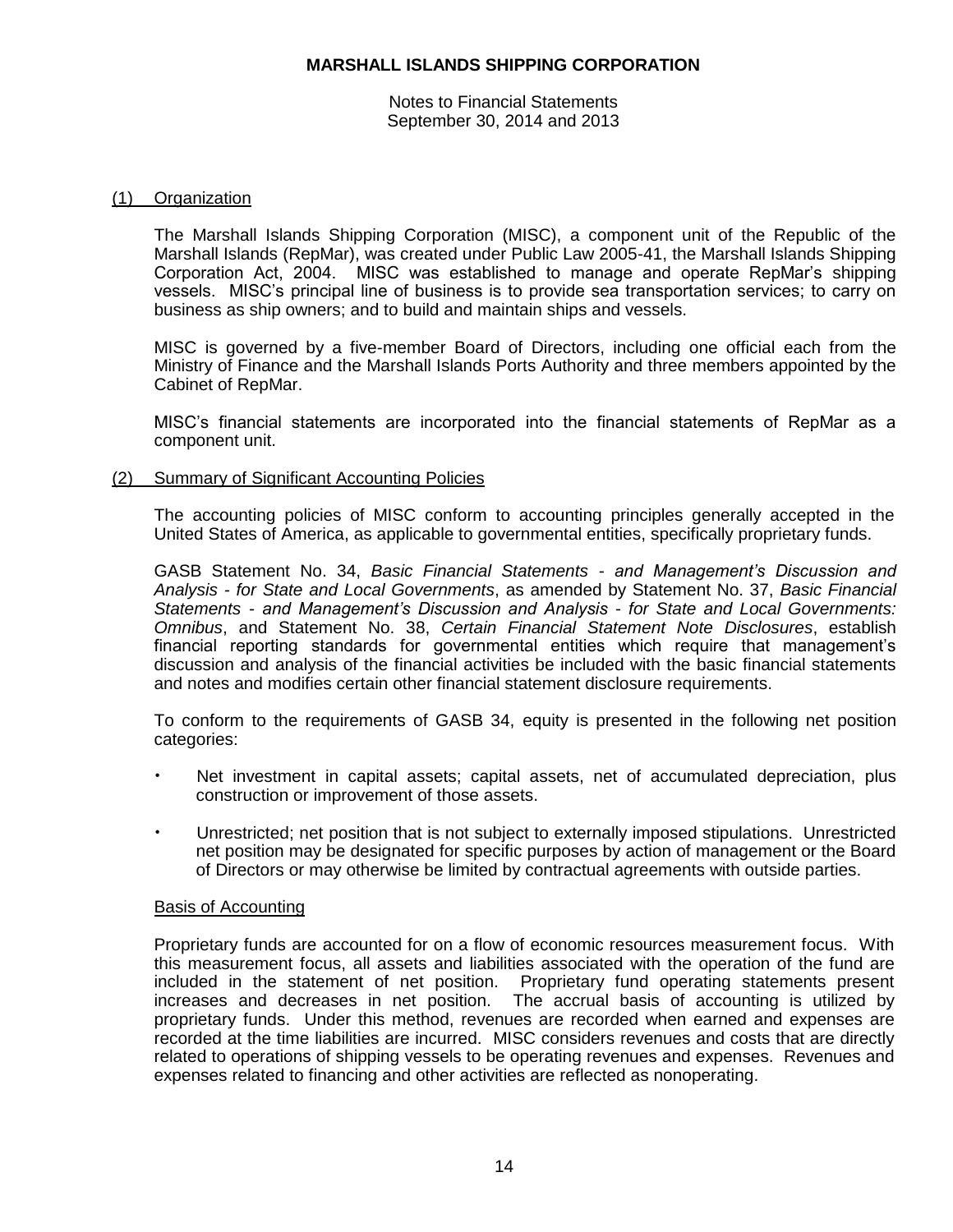# MARSHALL ISLANDS SHIPPING CORPORATION

Notes to Financial Statements
September 30, 2014 and 2013

## (1) Organization

The Marshall Islands Shipping Corporation (MISC), a component unit of the Republic of the Marshall Islands (RepMar), was created under Public Law 2005-41, the Marshall Islands Shipping Corporation Act, 2004. MISC was established to manage and operate RepMar's shipping vessels. MISC's principal line of business is to provide sea transportation services; to carry on business as ship owners; and to build and maintain ships and vessels.

MISC is governed by a five-member Board of Directors, including one official each from the Ministry of Finance and the Marshall Islands Ports Authority and three members appointed by the Cabinet of RepMar.

MISC's financial statements are incorporated into the financial statements of RepMar as a component unit.

## (2) Summary of Significant Accounting Policies

The accounting policies of MISC conform to accounting principles generally accepted in the United States of America, as applicable to governmental entities, specifically proprietary funds.

GASB Statement No. 34, *Basic Financial Statements - and Management's Discussion and Analysis - for State and Local Governments*, as amended by Statement No. 37, *Basic Financial Statements - and Management's Discussion and Analysis - for State and Local Governments: Omnibus*, and Statement No. 38, *Certain Financial Statement Note Disclosures*, establish financial reporting standards for governmental entities which require that management's discussion and analysis of the financial activities be included with the basic financial statements and notes and modifies certain other financial statement disclosure requirements.

To conform to the requirements of GASB 34, equity is presented in the following net position categories:

- Net investment in capital assets; capital assets, net of accumulated depreciation, plus construction or improvement of those assets.
- Unrestricted; net position that is not subject to externally imposed stipulations. Unrestricted net position may be designated for specific purposes by action of management or the Board of Directors or may otherwise be limited by contractual agreements with outside parties.

### Basis of Accounting

Proprietary funds are accounted for on a flow of economic resources measurement focus. With this measurement focus, all assets and liabilities associated with the operation of the fund are included in the statement of net position. Proprietary fund operating statements present increases and decreases in net position. The accrual basis of accounting is utilized by proprietary funds. Under this method, revenues are recorded when earned and expenses are recorded at the time liabilities are incurred. MISC considers revenues and costs that are directly related to operations of shipping vessels to be operating revenues and expenses. Revenues and expenses related to financing and other activities are reflected as nonoperating.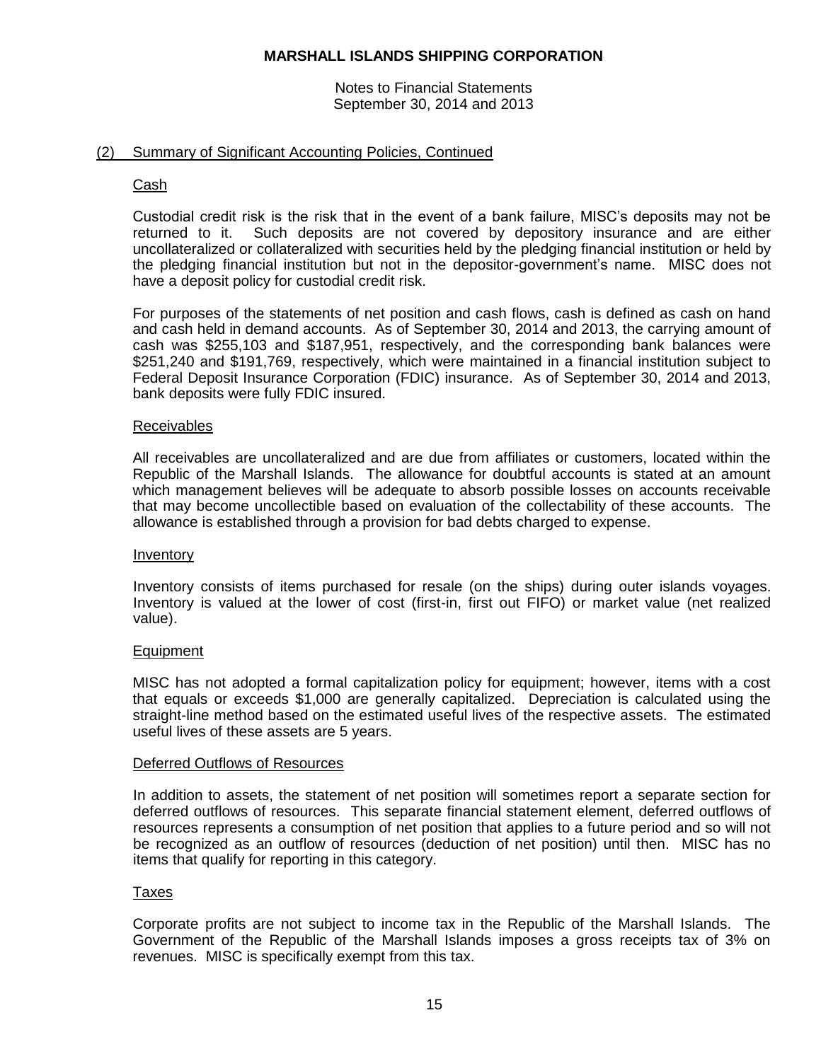# MARSHALL ISLANDS SHIPPING CORPORATION

Notes to Financial Statements
September 30, 2014 and 2013

## (2) Summary of Significant Accounting Policies, Continued

### Cash

Custodial credit risk is the risk that in the event of a bank failure, MISC's deposits may not be returned to it. Such deposits are not covered by depository insurance and are either uncollateralized or collateralized with securities held by the pledging financial institution or held by the pledging financial institution but not in the depositor-government's name. MISC does not have a deposit policy for custodial credit risk.

For purposes of the statements of net position and cash flows, cash is defined as cash on hand and cash held in demand accounts. As of September 30, 2014 and 2013, the carrying amount of cash was $255,103 and $187,951, respectively, and the corresponding bank balances were $251,240 and $191,769, respectively, which were maintained in a financial institution subject to Federal Deposit Insurance Corporation (FDIC) insurance. As of September 30, 2014 and 2013, bank deposits were fully FDIC insured.

### Receivables

All receivables are uncollateralized and are due from affiliates or customers, located within the Republic of the Marshall Islands. The allowance for doubtful accounts is stated at an amount which management believes will be adequate to absorb possible losses on accounts receivable that may become uncollectible based on evaluation of the collectability of these accounts. The allowance is established through a provision for bad debts charged to expense.

### Inventory

Inventory consists of items purchased for resale (on the ships) during outer islands voyages. Inventory is valued at the lower of cost (first-in, first out FIFO) or market value (net realized value).

### Equipment

MISC has not adopted a formal capitalization policy for equipment; however, items with a cost that equals or exceeds $1,000 are generally capitalized. Depreciation is calculated using the straight-line method based on the estimated useful lives of the respective assets. The estimated useful lives of these assets are 5 years.

### Deferred Outflows of Resources

In addition to assets, the statement of net position will sometimes report a separate section for deferred outflows of resources. This separate financial statement element, deferred outflows of resources represents a consumption of net position that applies to a future period and so will not be recognized as an outflow of resources (deduction of net position) until then. MISC has no items that qualify for reporting in this category.

### Taxes

Corporate profits are not subject to income tax in the Republic of the Marshall Islands. The Government of the Republic of the Marshall Islands imposes a gross receipts tax of 3% on revenues. MISC is specifically exempt from this tax.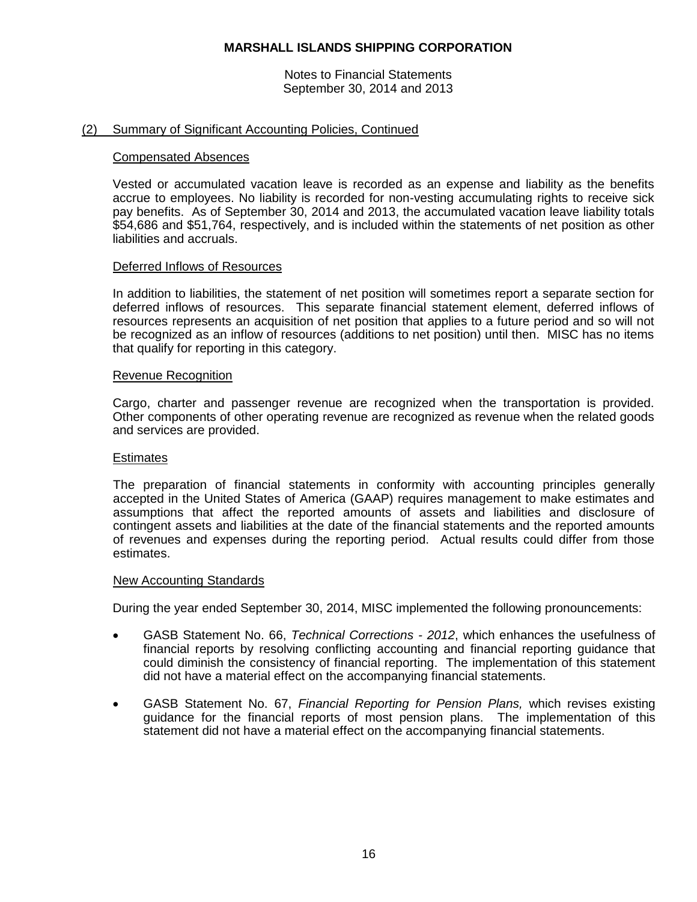## (2) Summary of Significant Accounting Policies, Continued

### Compensated Absences

Vested or accumulated vacation leave is recorded as an expense and liability as the benefits accrue to employees. No liability is recorded for non-vesting accumulating rights to receive sick pay benefits. As of September 30, 2014 and 2013, the accumulated vacation leave liability totals $54,686 and $51,764, respectively, and is included within the statements of net position as other liabilities and accruals.

### Deferred Inflows of Resources

In addition to liabilities, the statement of net position will sometimes report a separate section for deferred inflows of resources. This separate financial statement element, deferred inflows of resources represents an acquisition of net position that applies to a future period and so will not be recognized as an inflow of resources (additions to net position) until then. MISC has no items that qualify for reporting in this category.

### Revenue Recognition

Cargo, charter and passenger revenue are recognized when the transportation is provided. Other components of other operating revenue are recognized as revenue when the related goods and services are provided.

### Estimates

The preparation of financial statements in conformity with accounting principles generally accepted in the United States of America (GAAP) requires management to make estimates and assumptions that affect the reported amounts of assets and liabilities and disclosure of contingent assets and liabilities at the date of the financial statements and the reported amounts of revenues and expenses during the reporting period. Actual results could differ from those estimates.

### New Accounting Standards

During the year ended September 30, 2014, MISC implemented the following pronouncements:

- GASB Statement No. 66, *Technical Corrections - 2012*, which enhances the usefulness of financial reports by resolving conflicting accounting and financial reporting guidance that could diminish the consistency of financial reporting. The implementation of this statement did not have a material effect on the accompanying financial statements.

- GASB Statement No. 67, *Financial Reporting for Pension Plans,* which revises existing guidance for the financial reports of most pension plans. The implementation of this statement did not have a material effect on the accompanying financial statements.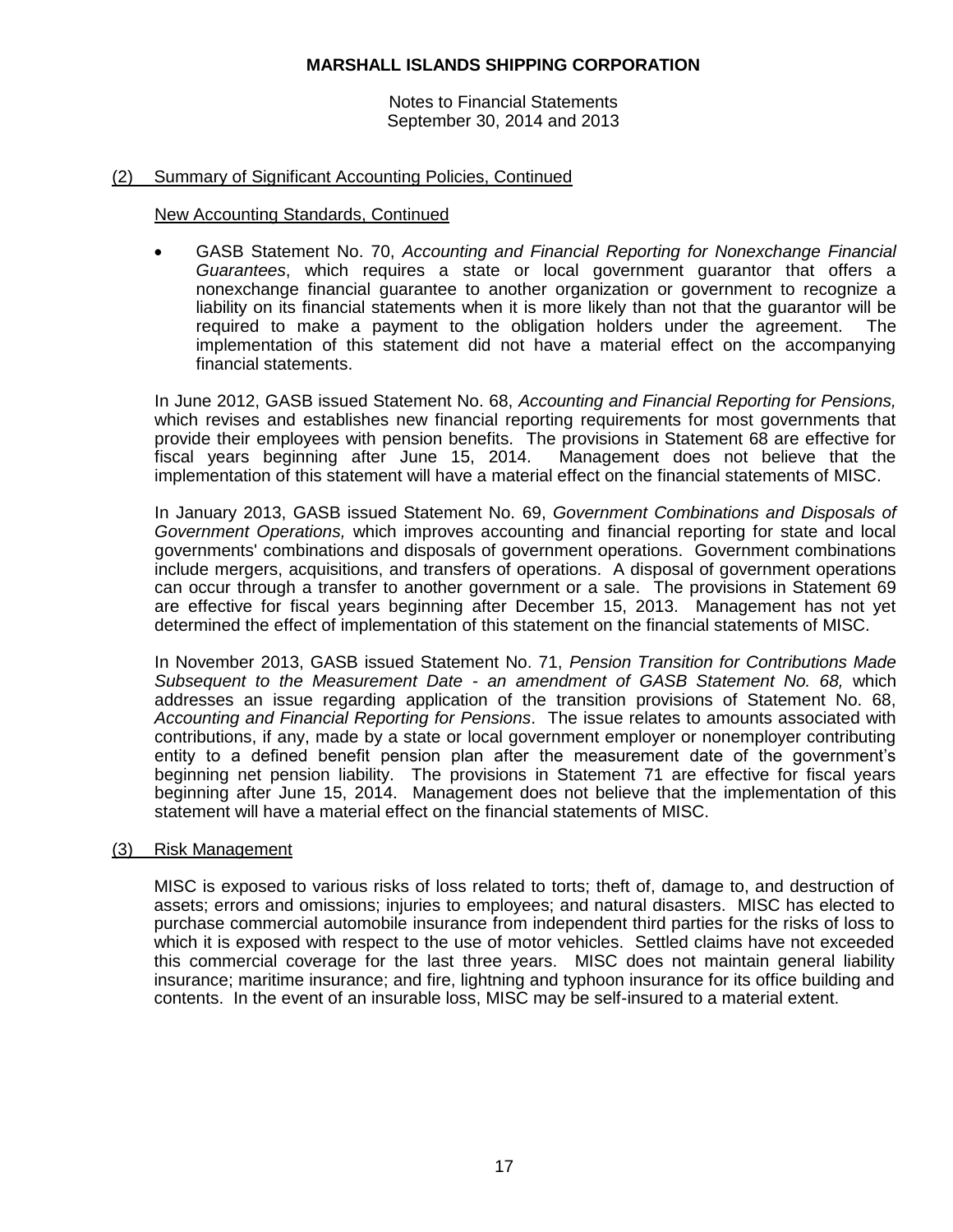## (2) Summary of Significant Accounting Policies, Continued

### New Accounting Standards, Continued

- GASB Statement No. 70, *Accounting and Financial Reporting for Nonexchange Financial Guarantees*, which requires a state or local government guarantor that offers a nonexchange financial guarantee to another organization or government to recognize a liability on its financial statements when it is more likely than not that the guarantor will be required to make a payment to the obligation holders under the agreement. The implementation of this statement did not have a material effect on the accompanying financial statements.

In June 2012, GASB issued Statement No. 68, *Accounting and Financial Reporting for Pensions,* which revises and establishes new financial reporting requirements for most governments that provide their employees with pension benefits. The provisions in Statement 68 are effective for fiscal years beginning after June 15, 2014. Management does not believe that the implementation of this statement will have a material effect on the financial statements of MISC.

In January 2013, GASB issued Statement No. 69, *Government Combinations and Disposals of Government Operations,* which improves accounting and financial reporting for state and local governments' combinations and disposals of government operations. Government combinations include mergers, acquisitions, and transfers of operations. A disposal of government operations can occur through a transfer to another government or a sale. The provisions in Statement 69 are effective for fiscal years beginning after December 15, 2013. Management has not yet determined the effect of implementation of this statement on the financial statements of MISC.

In November 2013, GASB issued Statement No. 71, *Pension Transition for Contributions Made Subsequent to the Measurement Date - an amendment of GASB Statement No. 68,* which addresses an issue regarding application of the transition provisions of Statement No. 68, *Accounting and Financial Reporting for Pensions*. The issue relates to amounts associated with contributions, if any, made by a state or local government employer or nonemployer contributing entity to a defined benefit pension plan after the measurement date of the government's beginning net pension liability. The provisions in Statement 71 are effective for fiscal years beginning after June 15, 2014. Management does not believe that the implementation of this statement will have a material effect on the financial statements of MISC.

## (3) Risk Management

MISC is exposed to various risks of loss related to torts; theft of, damage to, and destruction of assets; errors and omissions; injuries to employees; and natural disasters. MISC has elected to purchase commercial automobile insurance from independent third parties for the risks of loss to which it is exposed with respect to the use of motor vehicles. Settled claims have not exceeded this commercial coverage for the last three years. MISC does not maintain general liability insurance; maritime insurance; and fire, lightning and typhoon insurance for its office building and contents. In the event of an insurable loss, MISC may be self-insured to a material extent.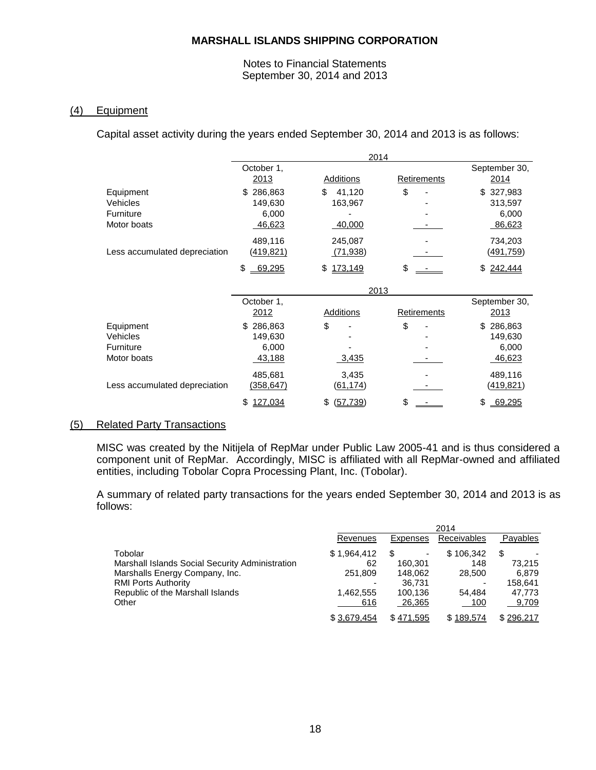# MARSHALL ISLANDS SHIPPING CORPORATION

Notes to Financial Statements
September 30, 2014 and 2013

## (4) Equipment

Capital asset activity during the years ended September 30, 2014 and 2013 is as follows:

| | 2014 | | | |
|---|---|---|---|---|
| | October 1, 2013 | Additions | Retirements | September 30, 2014 |
| Equipment | $ 286,863 | $ 41,120 | $ - | $ 327,983 |
| Vehicles | 149,630 | 163,967 | - | 313,597 |
| Furniture | 6,000 | - | - | 6,000 |
| Motor boats | 46,623 | 40,000 | - | 86,623 |
| | 489,116 | 245,087 | - | 734,203 |
| Less accumulated depreciation | (419,821) | (71,938) | - | (491,759) |
| | $ 69,295 | $ 173,149 | $ - | $ 242,444 |

| | 2013 | | | |
|---|---|---|---|---|
| | October 1, 2012 | Additions | Retirements | September 30, 2013 |
| Equipment | $ 286,863 | $ - | $ - | $ 286,863 |
| Vehicles | 149,630 | - | - | 149,630 |
| Furniture | 6,000 | - | - | 6,000 |
| Motor boats | 43,188 | 3,435 | - | 46,623 |
| | 485,681 | 3,435 | - | 489,116 |
| Less accumulated depreciation | (358,647) | (61,174) | - | (419,821) |
| | $ 127,034 | $ (57,739) | $ - | $ 69,295 |

## (5) Related Party Transactions

MISC was created by the Nitijela of RepMar under Public Law 2005-41 and is thus considered a component unit of RepMar. Accordingly, MISC is affiliated with all RepMar-owned and affiliated entities, including Tobolar Copra Processing Plant, Inc. (Tobolar).

A summary of related party transactions for the years ended September 30, 2014 and 2013 is as follows:

| | 2014 | | | |
|---|---|---|---|---|
| | Revenues | Expenses | Receivables | Payables |
| Tobolar | $ 1,964,412 | $ - | $ 106,342 | $ - |
| Marshall Islands Social Security Administration | 62 | 160,301 | 148 | 73,215 |
| Marshalls Energy Company, Inc. | 251,809 | 148,062 | 28,500 | 6,879 |
| RMI Ports Authority | - | 36,731 | - | 158,641 |
| Republic of the Marshall Islands | 1,462,555 | 100,136 | 54,484 | 47,773 |
| Other | 616 | 26,365 | 100 | 9,709 |
| | $ 3,679,454 | $ 471,595 | $ 189,574 | $ 296,217 |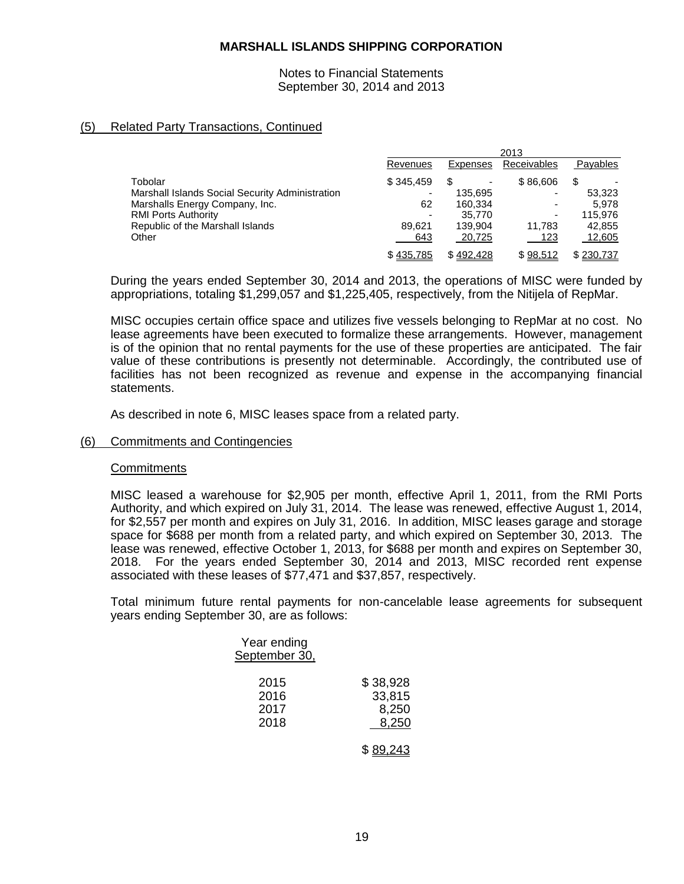## (5) Related Party Transactions, Continued

| | 2013 | | | |
|---|---|---|---|---|
| | Revenues | Expenses | Receivables | Payables |
| Tobolar | $ 345,459 | $ - | $ 86,606 | $ - |
| Marshall Islands Social Security Administration | - | 135,695 | - | 53,323 |
| Marshalls Energy Company, Inc. | 62 | 160,334 | - | 5,978 |
| RMI Ports Authority | - | 35,770 | - | 115,976 |
| Republic of the Marshall Islands | 89,621 | 139,904 | 11,783 | 42,855 |
| Other | 643 | 20,725 | 123 | 12,605 |
| | $ 435,785 | $ 492,428 | $ 98,512 | $ 230,737 |

During the years ended September 30, 2014 and 2013, the operations of MISC were funded by appropriations, totaling $1,299,057 and $1,225,405, respectively, from the Nitijela of RepMar.

MISC occupies certain office space and utilizes five vessels belonging to RepMar at no cost. No lease agreements have been executed to formalize these arrangements. However, management is of the opinion that no rental payments for the use of these properties are anticipated. The fair value of these contributions is presently not determinable. Accordingly, the contributed use of facilities has not been recognized as revenue and expense in the accompanying financial statements.

As described in note 6, MISC leases space from a related party.

## (6) Commitments and Contingencies

### Commitments

MISC leased a warehouse for $2,905 per month, effective April 1, 2011, from the RMI Ports Authority, and which expired on July 31, 2014. The lease was renewed, effective August 1, 2014, for $2,557 per month and expires on July 31, 2016. In addition, MISC leases garage and storage space for $688 per month from a related party, and which expired on September 30, 2013. The lease was renewed, effective October 1, 2013, for $688 per month and expires on September 30, 2018. For the years ended September 30, 2014 and 2013, MISC recorded rent expense associated with these leases of $77,471 and $37,857, respectively.

Total minimum future rental payments for non-cancelable lease agreements for subsequent years ending September 30, are as follows:

| Year ending September 30, | |
|---|---|
| 2015 | $ 38,928 |
| 2016 | 33,815 |
| 2017 | 8,250 |
| 2018 | 8,250 |
| | $ 89,243 |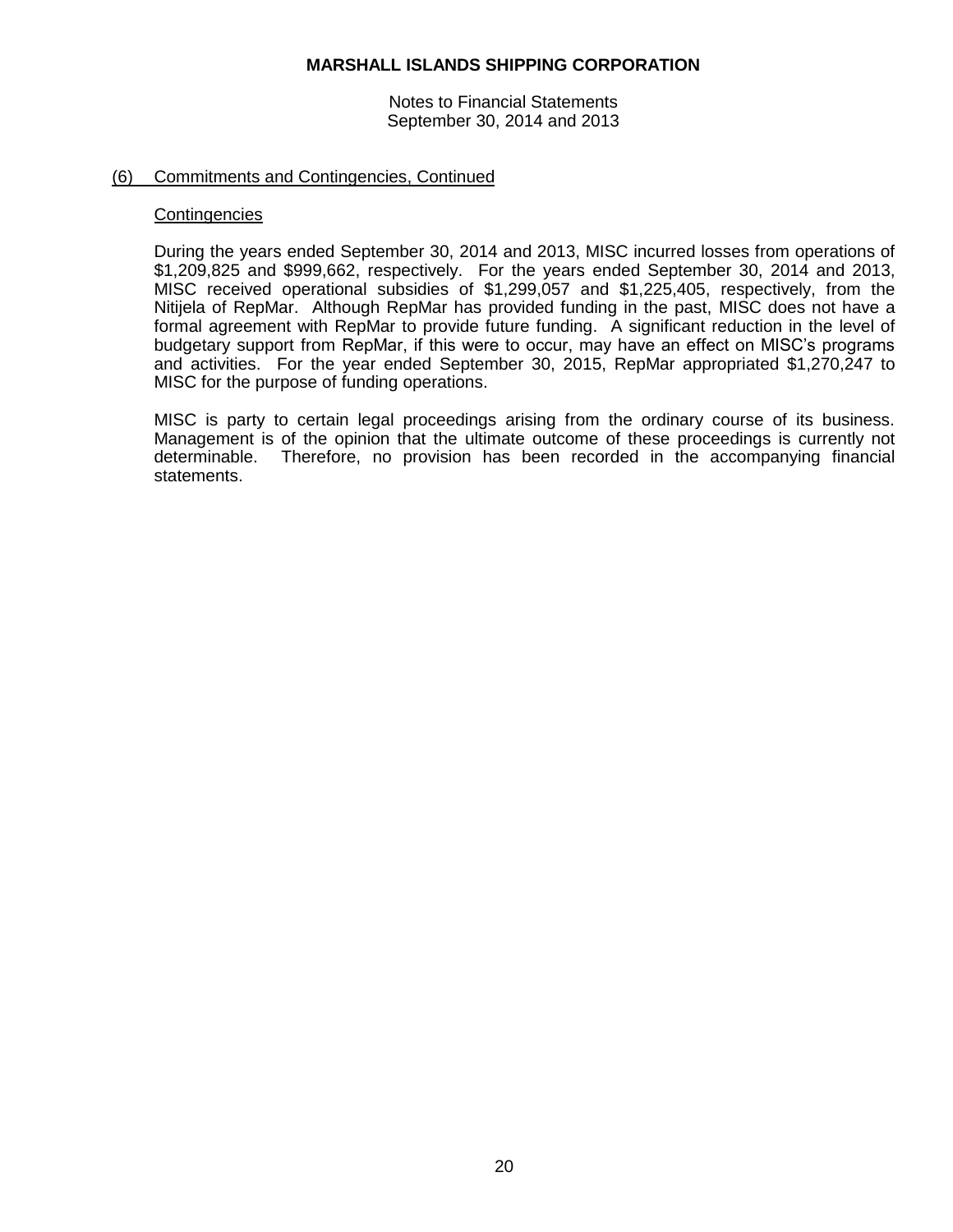## (6) Commitments and Contingencies, Continued

### Contingencies

During the years ended September 30, 2014 and 2013, MISC incurred losses from operations of $1,209,825 and $999,662, respectively. For the years ended September 30, 2014 and 2013, MISC received operational subsidies of $1,299,057 and $1,225,405, respectively, from the Nitijela of RepMar. Although RepMar has provided funding in the past, MISC does not have a formal agreement with RepMar to provide future funding. A significant reduction in the level of budgetary support from RepMar, if this were to occur, may have an effect on MISC's programs and activities. For the year ended September 30, 2015, RepMar appropriated $1,270,247 to MISC for the purpose of funding operations.

MISC is party to certain legal proceedings arising from the ordinary course of its business. Management is of the opinion that the ultimate outcome of these proceedings is currently not determinable. Therefore, no provision has been recorded in the accompanying financial statements.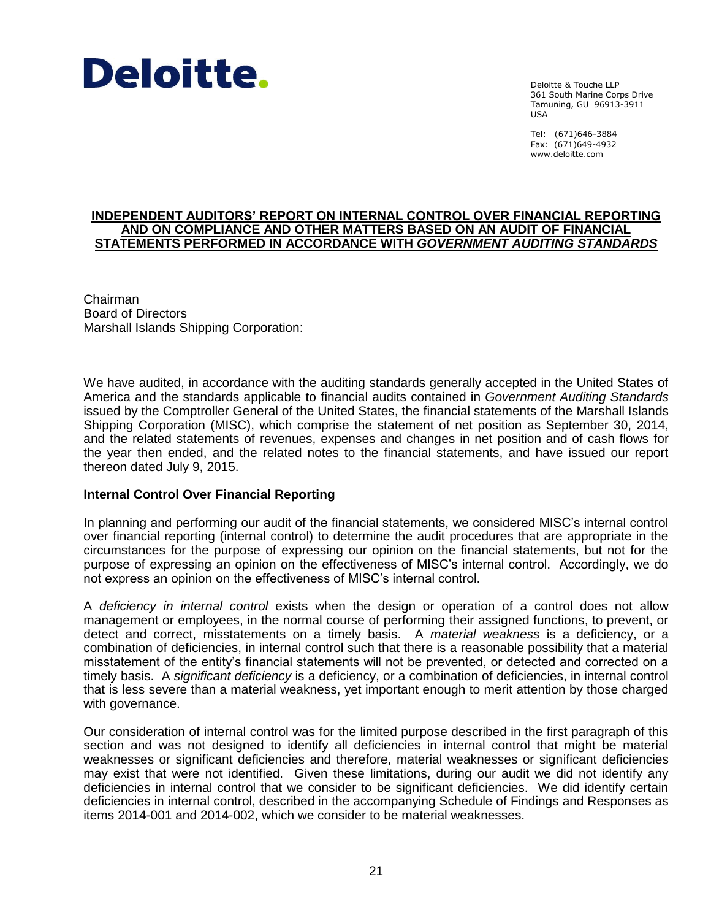**Deloitte.**

Deloitte & Touche LLP
361 South Marine Corps Drive
Tamuning, GU 96913-3911
USA

Tel: (671)646-3884
Fax: (671)649-4932
www.deloitte.com

## INDEPENDENT AUDITORS' REPORT ON INTERNAL CONTROL OVER FINANCIAL REPORTING AND ON COMPLIANCE AND OTHER MATTERS BASED ON AN AUDIT OF FINANCIAL STATEMENTS PERFORMED IN ACCORDANCE WITH *GOVERNMENT AUDITING STANDARDS*

Chairman
Board of Directors
Marshall Islands Shipping Corporation:

We have audited, in accordance with the auditing standards generally accepted in the United States of America and the standards applicable to financial audits contained in *Government Auditing Standards* issued by the Comptroller General of the United States, the financial statements of the Marshall Islands Shipping Corporation (MISC), which comprise the statement of net position as September 30, 2014, and the related statements of revenues, expenses and changes in net position and of cash flows for the year then ended, and the related notes to the financial statements, and have issued our report thereon dated July 9, 2015.

### Internal Control Over Financial Reporting

In planning and performing our audit of the financial statements, we considered MISC's internal control over financial reporting (internal control) to determine the audit procedures that are appropriate in the circumstances for the purpose of expressing our opinion on the financial statements, but not for the purpose of expressing an opinion on the effectiveness of MISC's internal control. Accordingly, we do not express an opinion on the effectiveness of MISC's internal control.

A *deficiency in internal control* exists when the design or operation of a control does not allow management or employees, in the normal course of performing their assigned functions, to prevent, or detect and correct, misstatements on a timely basis. A *material weakness* is a deficiency, or a combination of deficiencies, in internal control such that there is a reasonable possibility that a material misstatement of the entity's financial statements will not be prevented, or detected and corrected on a timely basis. A *significant deficiency* is a deficiency, or a combination of deficiencies, in internal control that is less severe than a material weakness, yet important enough to merit attention by those charged with governance.

Our consideration of internal control was for the limited purpose described in the first paragraph of this section and was not designed to identify all deficiencies in internal control that might be material weaknesses or significant deficiencies and therefore, material weaknesses or significant deficiencies may exist that were not identified. Given these limitations, during our audit we did not identify any deficiencies in internal control that we consider to be significant deficiencies. We did identify certain deficiencies in internal control, described in the accompanying Schedule of Findings and Responses as items 2014-001 and 2014-002, which we consider to be material weaknesses.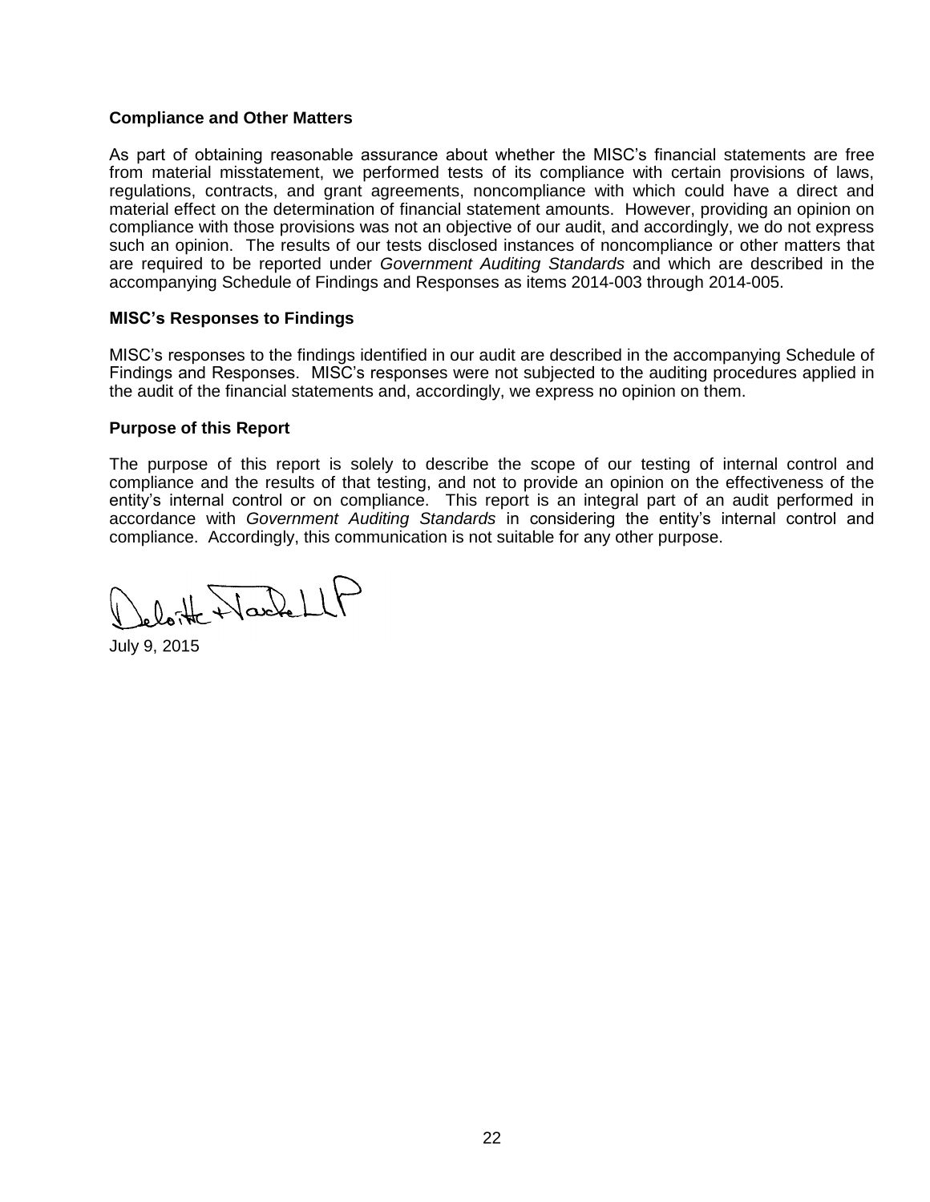### Compliance and Other Matters

As part of obtaining reasonable assurance about whether the MISC's financial statements are free from material misstatement, we performed tests of its compliance with certain provisions of laws, regulations, contracts, and grant agreements, noncompliance with which could have a direct and material effect on the determination of financial statement amounts. However, providing an opinion on compliance with those provisions was not an objective of our audit, and accordingly, we do not express such an opinion. The results of our tests disclosed instances of noncompliance or other matters that are required to be reported under *Government Auditing Standards* and which are described in the accompanying Schedule of Findings and Responses as items 2014-003 through 2014-005.

### MISC's Responses to Findings

MISC's responses to the findings identified in our audit are described in the accompanying Schedule of Findings and Responses. MISC's responses were not subjected to the auditing procedures applied in the audit of the financial statements and, accordingly, we express no opinion on them.

### Purpose of this Report

The purpose of this report is solely to describe the scope of our testing of internal control and compliance and the results of that testing, and not to provide an opinion on the effectiveness of the entity's internal control or on compliance. This report is an integral part of an audit performed in accordance with *Government Auditing Standards* in considering the entity's internal control and compliance. Accordingly, this communication is not suitable for any other purpose.

Deloitte & Touche LLP

July 9, 2015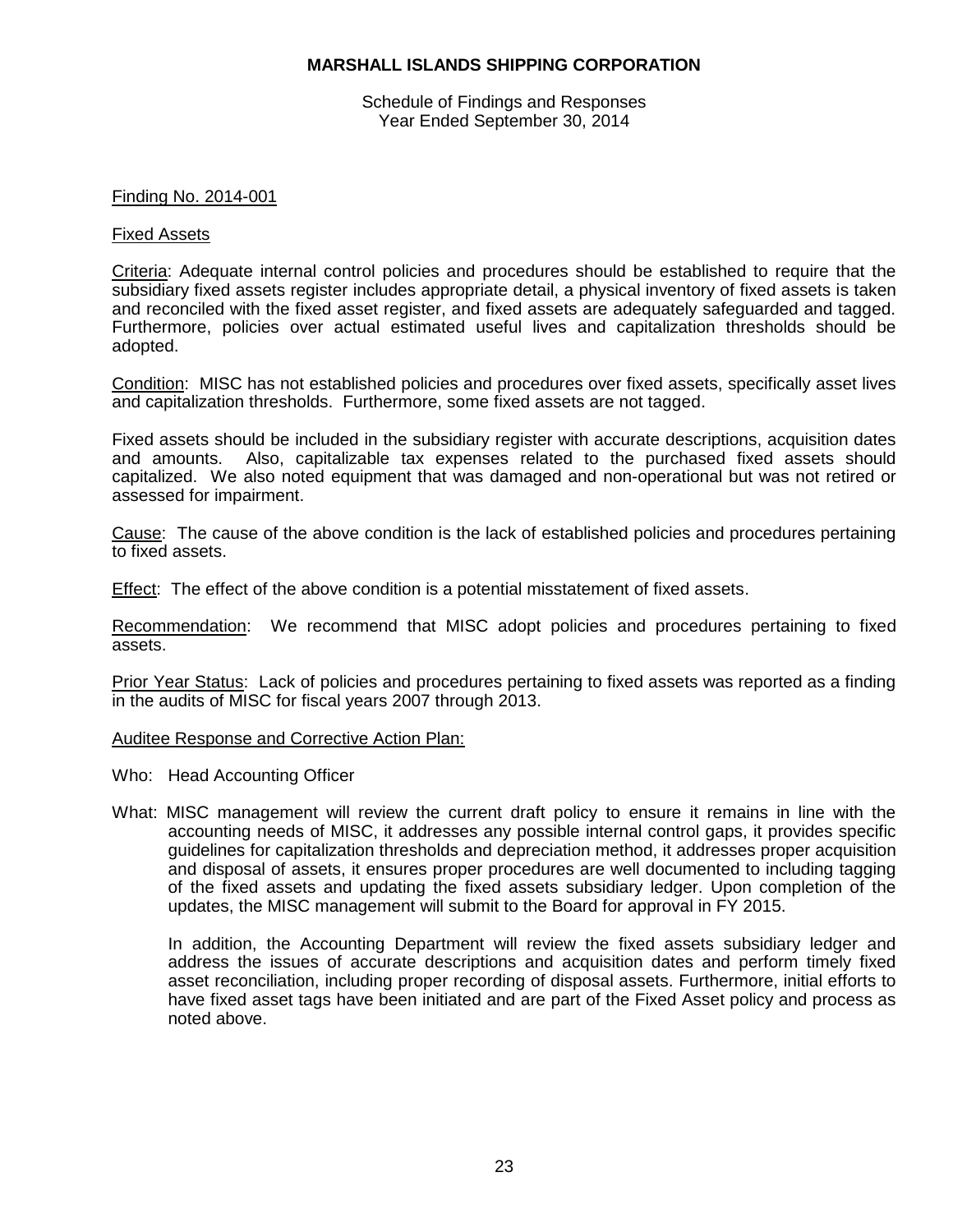**MARSHALL ISLANDS SHIPPING CORPORATION**

Schedule of Findings and Responses
Year Ended September 30, 2014

Finding No. 2014-001

Fixed Assets

Criteria: Adequate internal control policies and procedures should be established to require that the subsidiary fixed assets register includes appropriate detail, a physical inventory of fixed assets is taken and reconciled with the fixed asset register, and fixed assets are adequately safeguarded and tagged. Furthermore, policies over actual estimated useful lives and capitalization thresholds should be adopted.

Condition: MISC has not established policies and procedures over fixed assets, specifically asset lives and capitalization thresholds. Furthermore, some fixed assets are not tagged.

Fixed assets should be included in the subsidiary register with accurate descriptions, acquisition dates and amounts. Also, capitalizable tax expenses related to the purchased fixed assets should capitalized. We also noted equipment that was damaged and non-operational but was not retired or assessed for impairment.

Cause: The cause of the above condition is the lack of established policies and procedures pertaining to fixed assets.

Effect: The effect of the above condition is a potential misstatement of fixed assets.

Recommendation: We recommend that MISC adopt policies and procedures pertaining to fixed assets.

Prior Year Status: Lack of policies and procedures pertaining to fixed assets was reported as a finding in the audits of MISC for fiscal years 2007 through 2013.

Auditee Response and Corrective Action Plan:

Who: Head Accounting Officer

What: MISC management will review the current draft policy to ensure it remains in line with the accounting needs of MISC, it addresses any possible internal control gaps, it provides specific guidelines for capitalization thresholds and depreciation method, it addresses proper acquisition and disposal of assets, it ensures proper procedures are well documented to including tagging of the fixed assets and updating the fixed assets subsidiary ledger. Upon completion of the updates, the MISC management will submit to the Board for approval in FY 2015.

In addition, the Accounting Department will review the fixed assets subsidiary ledger and address the issues of accurate descriptions and acquisition dates and perform timely fixed asset reconciliation, including proper recording of disposal assets. Furthermore, initial efforts to have fixed asset tags have been initiated and are part of the Fixed Asset policy and process as noted above.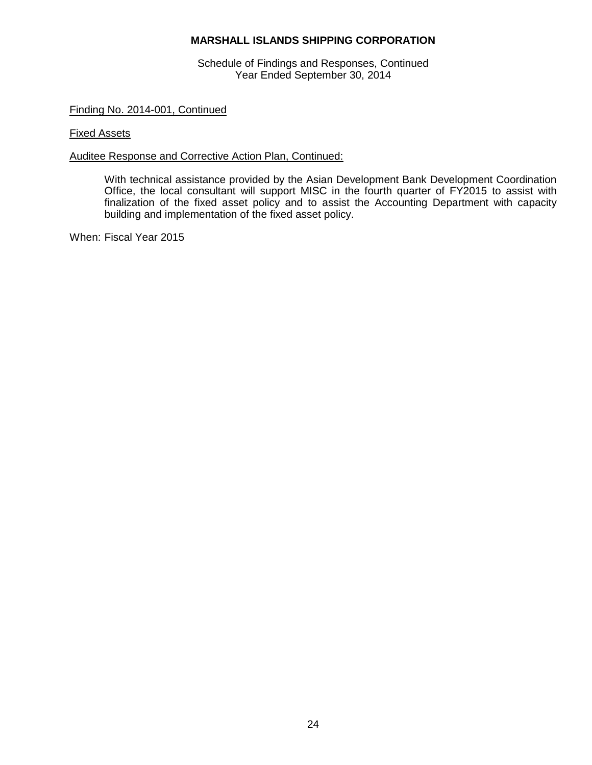**MARSHALL ISLANDS SHIPPING CORPORATION**

Schedule of Findings and Responses, Continued
Year Ended September 30, 2014

Finding No. 2014-001, Continued

Fixed Assets

Auditee Response and Corrective Action Plan, Continued:

With technical assistance provided by the Asian Development Bank Development Coordination Office, the local consultant will support MISC in the fourth quarter of FY2015 to assist with finalization of the fixed asset policy and to assist the Accounting Department with capacity building and implementation of the fixed asset policy.

When: Fiscal Year 2015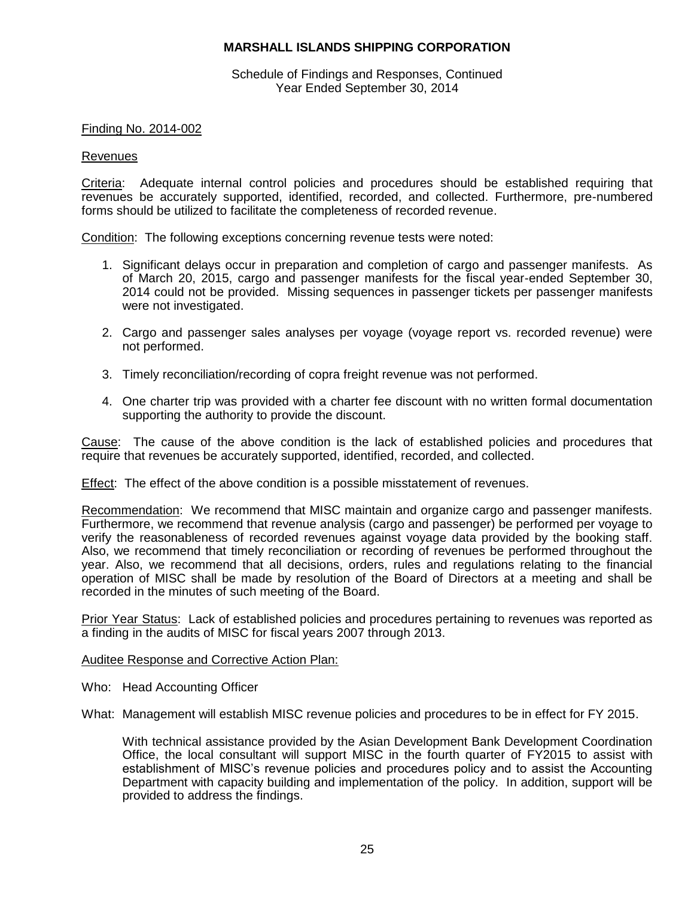# MARSHALL ISLANDS SHIPPING CORPORATION

Schedule of Findings and Responses, Continued
Year Ended September 30, 2014

Finding No. 2014-002

Revenues

Criteria: Adequate internal control policies and procedures should be established requiring that revenues be accurately supported, identified, recorded, and collected. Furthermore, pre-numbered forms should be utilized to facilitate the completeness of recorded revenue.

Condition: The following exceptions concerning revenue tests were noted:

1. Significant delays occur in preparation and completion of cargo and passenger manifests. As of March 20, 2015, cargo and passenger manifests for the fiscal year-ended September 30, 2014 could not be provided. Missing sequences in passenger tickets per passenger manifests were not investigated.

2. Cargo and passenger sales analyses per voyage (voyage report vs. recorded revenue) were not performed.

3. Timely reconciliation/recording of copra freight revenue was not performed.

4. One charter trip was provided with a charter fee discount with no written formal documentation supporting the authority to provide the discount.

Cause: The cause of the above condition is the lack of established policies and procedures that require that revenues be accurately supported, identified, recorded, and collected.

Effect: The effect of the above condition is a possible misstatement of revenues.

Recommendation: We recommend that MISC maintain and organize cargo and passenger manifests. Furthermore, we recommend that revenue analysis (cargo and passenger) be performed per voyage to verify the reasonableness of recorded revenues against voyage data provided by the booking staff. Also, we recommend that timely reconciliation or recording of revenues be performed throughout the year. Also, we recommend that all decisions, orders, rules and regulations relating to the financial operation of MISC shall be made by resolution of the Board of Directors at a meeting and shall be recorded in the minutes of such meeting of the Board.

Prior Year Status: Lack of established policies and procedures pertaining to revenues was reported as a finding in the audits of MISC for fiscal years 2007 through 2013.

Auditee Response and Corrective Action Plan:

Who: Head Accounting Officer

What: Management will establish MISC revenue policies and procedures to be in effect for FY 2015.

With technical assistance provided by the Asian Development Bank Development Coordination Office, the local consultant will support MISC in the fourth quarter of FY2015 to assist with establishment of MISC's revenue policies and procedures policy and to assist the Accounting Department with capacity building and implementation of the policy. In addition, support will be provided to address the findings.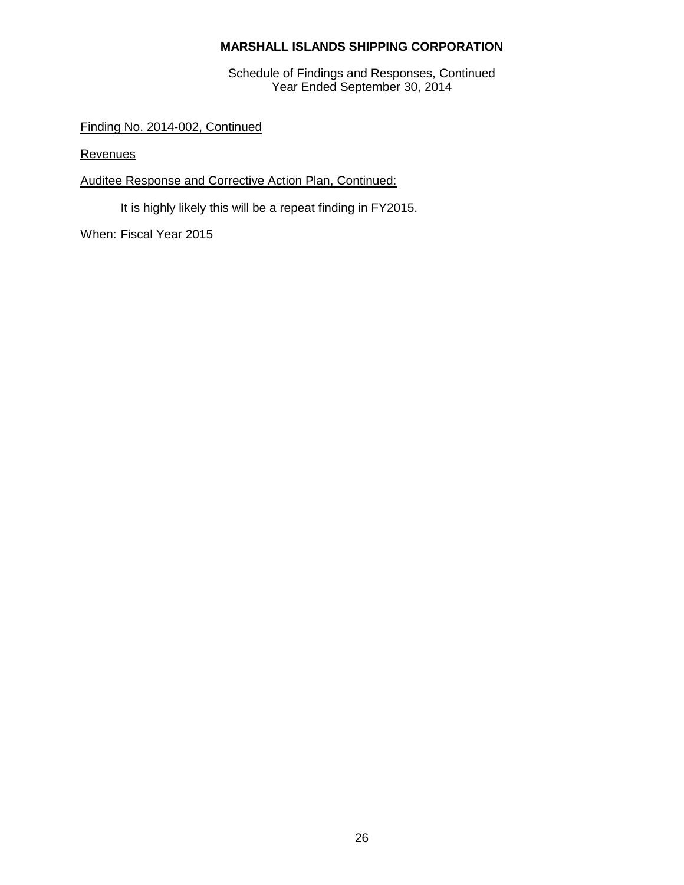**MARSHALL ISLANDS SHIPPING CORPORATION**

Schedule of Findings and Responses, Continued
Year Ended September 30, 2014

Finding No. 2014-002, Continued

Revenues

Auditee Response and Corrective Action Plan, Continued:

It is highly likely this will be a repeat finding in FY2015.

When: Fiscal Year 2015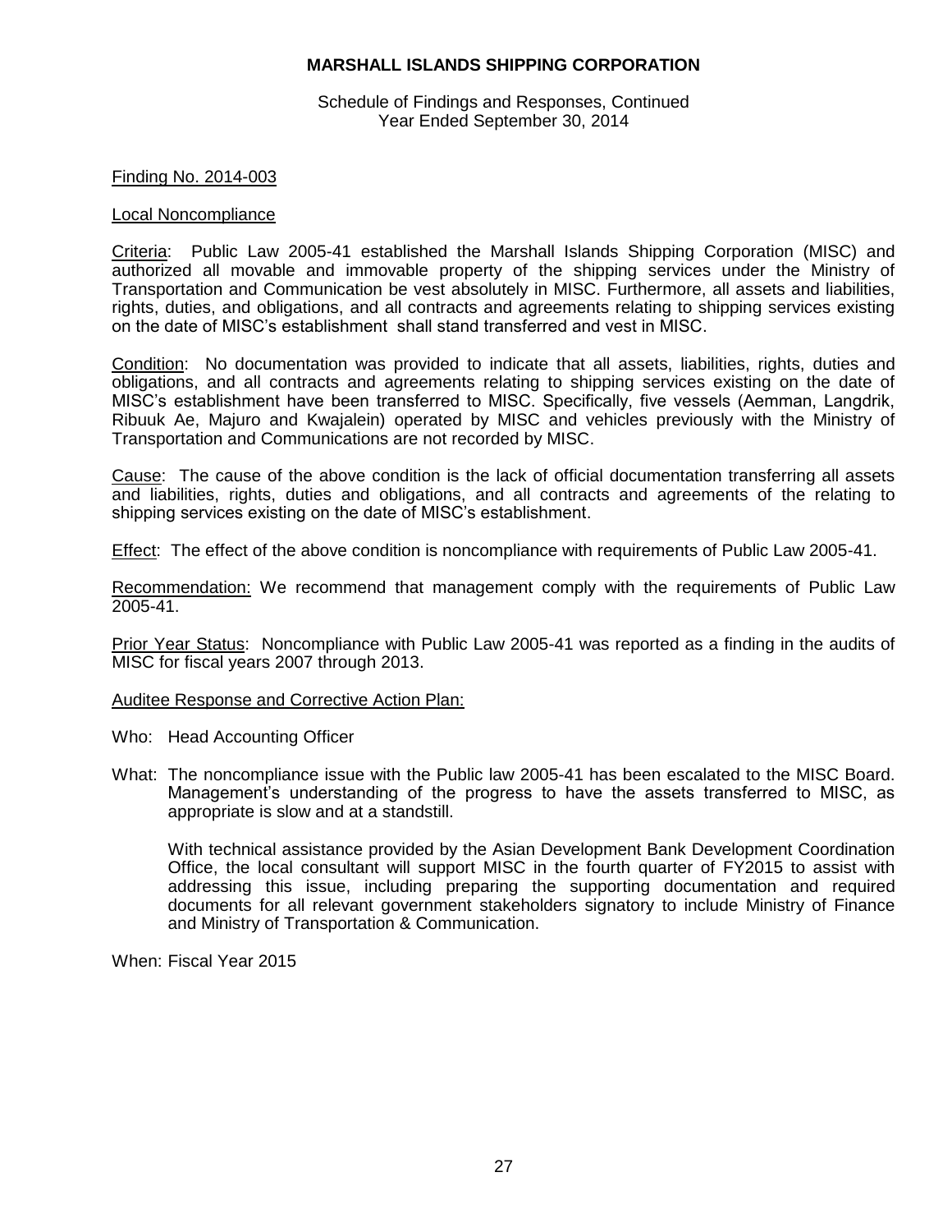**MARSHALL ISLANDS SHIPPING CORPORATION**

Schedule of Findings and Responses, Continued
Year Ended September 30, 2014

Finding No. 2014-003

Local Noncompliance

Criteria: Public Law 2005-41 established the Marshall Islands Shipping Corporation (MISC) and authorized all movable and immovable property of the shipping services under the Ministry of Transportation and Communication be vest absolutely in MISC. Furthermore, all assets and liabilities, rights, duties, and obligations, and all contracts and agreements relating to shipping services existing on the date of MISC's establishment shall stand transferred and vest in MISC.

Condition: No documentation was provided to indicate that all assets, liabilities, rights, duties and obligations, and all contracts and agreements relating to shipping services existing on the date of MISC's establishment have been transferred to MISC. Specifically, five vessels (Aemman, Langdrik, Ribuuk Ae, Majuro and Kwajalein) operated by MISC and vehicles previously with the Ministry of Transportation and Communications are not recorded by MISC.

Cause: The cause of the above condition is the lack of official documentation transferring all assets and liabilities, rights, duties and obligations, and all contracts and agreements of the relating to shipping services existing on the date of MISC's establishment.

Effect: The effect of the above condition is noncompliance with requirements of Public Law 2005-41.

Recommendation: We recommend that management comply with the requirements of Public Law 2005-41.

Prior Year Status: Noncompliance with Public Law 2005-41 was reported as a finding in the audits of MISC for fiscal years 2007 through 2013.

Auditee Response and Corrective Action Plan:

Who: Head Accounting Officer

What: The noncompliance issue with the Public law 2005-41 has been escalated to the MISC Board. Management's understanding of the progress to have the assets transferred to MISC, as appropriate is slow and at a standstill.

With technical assistance provided by the Asian Development Bank Development Coordination Office, the local consultant will support MISC in the fourth quarter of FY2015 to assist with addressing this issue, including preparing the supporting documentation and required documents for all relevant government stakeholders signatory to include Ministry of Finance and Ministry of Transportation & Communication.

When: Fiscal Year 2015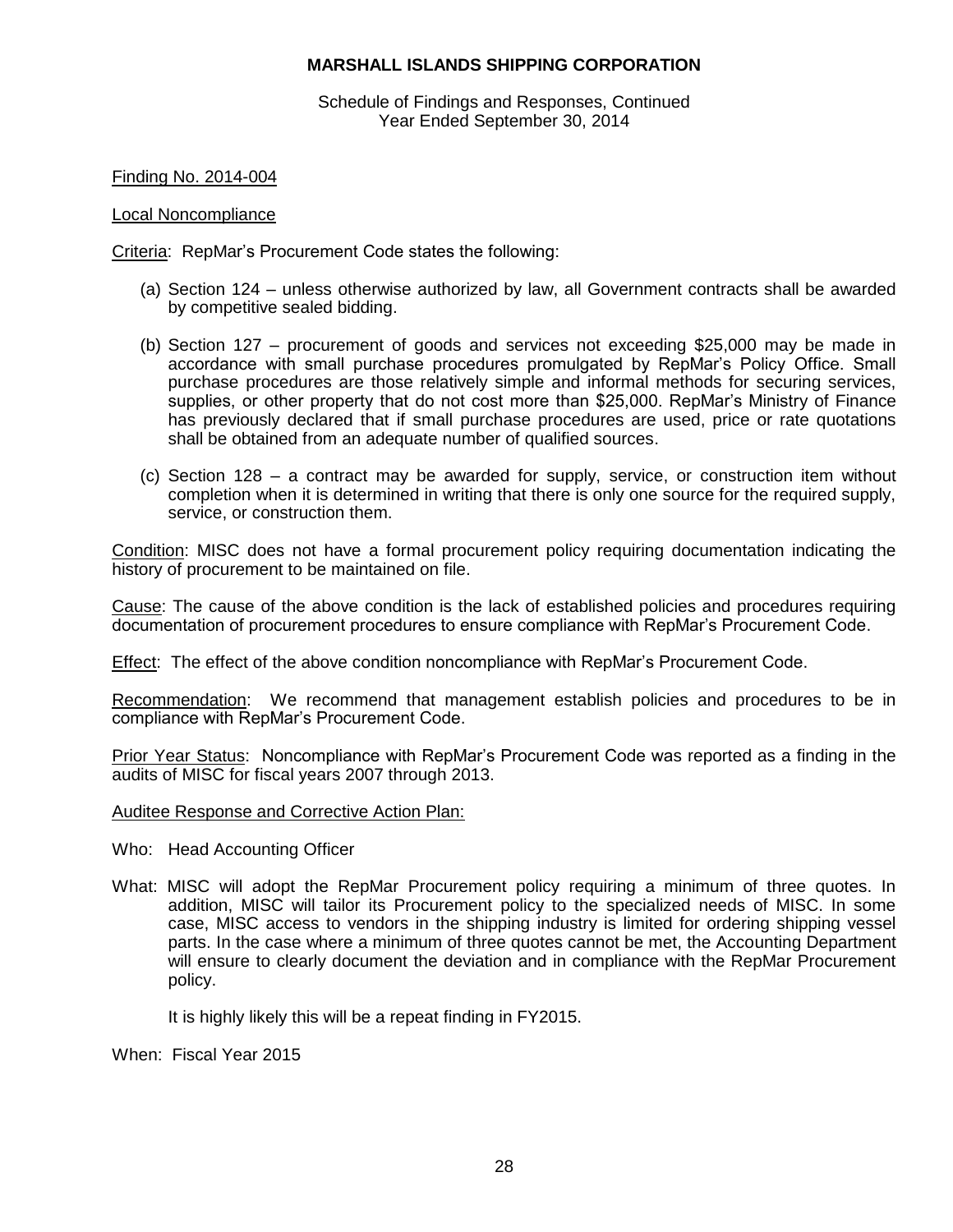**MARSHALL ISLANDS SHIPPING CORPORATION**

Schedule of Findings and Responses, Continued
Year Ended September 30, 2014

Finding No. 2014-004

Local Noncompliance

Criteria: RepMar's Procurement Code states the following:

(a) Section 124 – unless otherwise authorized by law, all Government contracts shall be awarded by competitive sealed bidding.

(b) Section 127 – procurement of goods and services not exceeding $25,000 may be made in accordance with small purchase procedures promulgated by RepMar's Policy Office. Small purchase procedures are those relatively simple and informal methods for securing services, supplies, or other property that do not cost more than $25,000. RepMar's Ministry of Finance has previously declared that if small purchase procedures are used, price or rate quotations shall be obtained from an adequate number of qualified sources.

(c) Section 128 – a contract may be awarded for supply, service, or construction item without completion when it is determined in writing that there is only one source for the required supply, service, or construction them.

Condition: MISC does not have a formal procurement policy requiring documentation indicating the history of procurement to be maintained on file.

Cause: The cause of the above condition is the lack of established policies and procedures requiring documentation of procurement procedures to ensure compliance with RepMar's Procurement Code.

Effect: The effect of the above condition noncompliance with RepMar's Procurement Code.

Recommendation: We recommend that management establish policies and procedures to be in compliance with RepMar's Procurement Code.

Prior Year Status: Noncompliance with RepMar's Procurement Code was reported as a finding in the audits of MISC for fiscal years 2007 through 2013.

Auditee Response and Corrective Action Plan:

Who: Head Accounting Officer

What: MISC will adopt the RepMar Procurement policy requiring a minimum of three quotes. In addition, MISC will tailor its Procurement policy to the specialized needs of MISC. In some case, MISC access to vendors in the shipping industry is limited for ordering shipping vessel parts. In the case where a minimum of three quotes cannot be met, the Accounting Department will ensure to clearly document the deviation and in compliance with the RepMar Procurement policy.

It is highly likely this will be a repeat finding in FY2015.

When: Fiscal Year 2015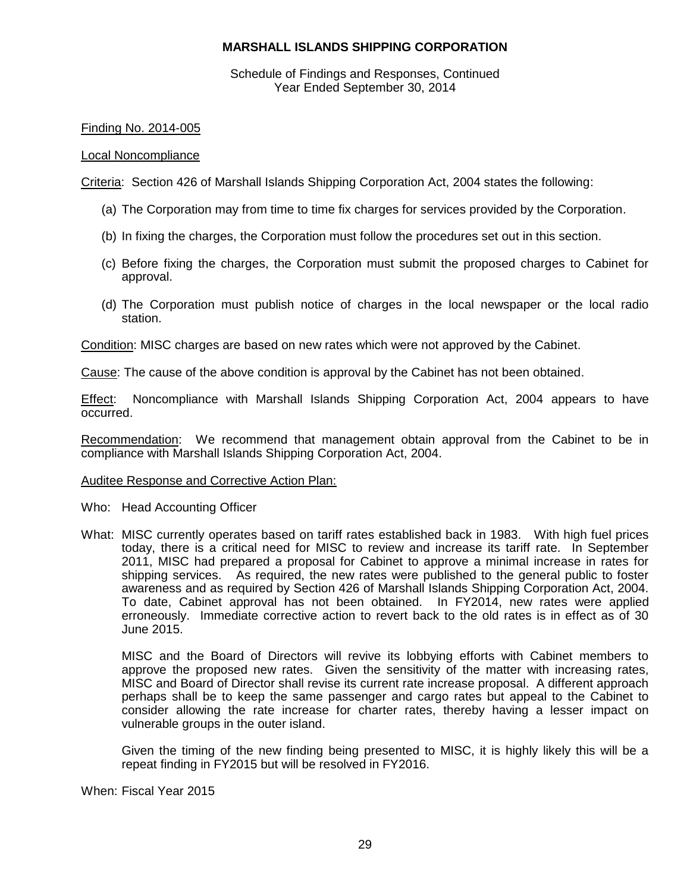# MARSHALL ISLANDS SHIPPING CORPORATION

Schedule of Findings and Responses, Continued
Year Ended September 30, 2014

Finding No. 2014-005

Local Noncompliance

Criteria: Section 426 of Marshall Islands Shipping Corporation Act, 2004 states the following:

(a) The Corporation may from time to time fix charges for services provided by the Corporation.

(b) In fixing the charges, the Corporation must follow the procedures set out in this section.

(c) Before fixing the charges, the Corporation must submit the proposed charges to Cabinet for approval.

(d) The Corporation must publish notice of charges in the local newspaper or the local radio station.

Condition: MISC charges are based on new rates which were not approved by the Cabinet.

Cause: The cause of the above condition is approval by the Cabinet has not been obtained.

Effect: Noncompliance with Marshall Islands Shipping Corporation Act, 2004 appears to have occurred.

Recommendation: We recommend that management obtain approval from the Cabinet to be in compliance with Marshall Islands Shipping Corporation Act, 2004.

Auditee Response and Corrective Action Plan:

Who: Head Accounting Officer

What: MISC currently operates based on tariff rates established back in 1983. With high fuel prices today, there is a critical need for MISC to review and increase its tariff rate. In September 2011, MISC had prepared a proposal for Cabinet to approve a minimal increase in rates for shipping services. As required, the new rates were published to the general public to foster awareness and as required by Section 426 of Marshall Islands Shipping Corporation Act, 2004. To date, Cabinet approval has not been obtained. In FY2014, new rates were applied erroneously. Immediate corrective action to revert back to the old rates is in effect as of 30 June 2015.

MISC and the Board of Directors will revive its lobbying efforts with Cabinet members to approve the proposed new rates. Given the sensitivity of the matter with increasing rates, MISC and Board of Director shall revise its current rate increase proposal. A different approach perhaps shall be to keep the same passenger and cargo rates but appeal to the Cabinet to consider allowing the rate increase for charter rates, thereby having a lesser impact on vulnerable groups in the outer island.

Given the timing of the new finding being presented to MISC, it is highly likely this will be a repeat finding in FY2015 but will be resolved in FY2016.

When: Fiscal Year 2015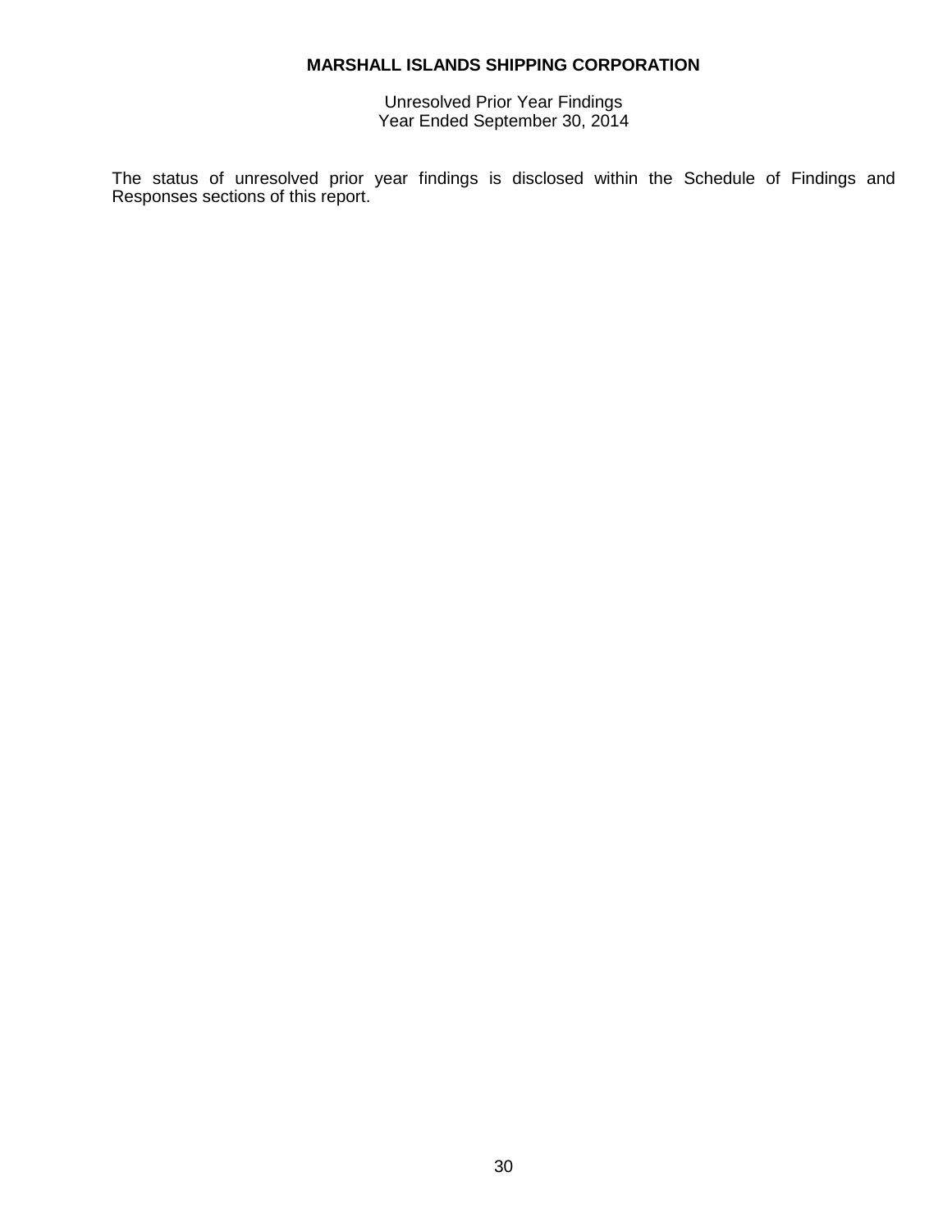# MARSHALL ISLANDS SHIPPING CORPORATION

Unresolved Prior Year Findings
Year Ended September 30, 2014

The status of unresolved prior year findings is disclosed within the Schedule of Findings and Responses sections of this report.